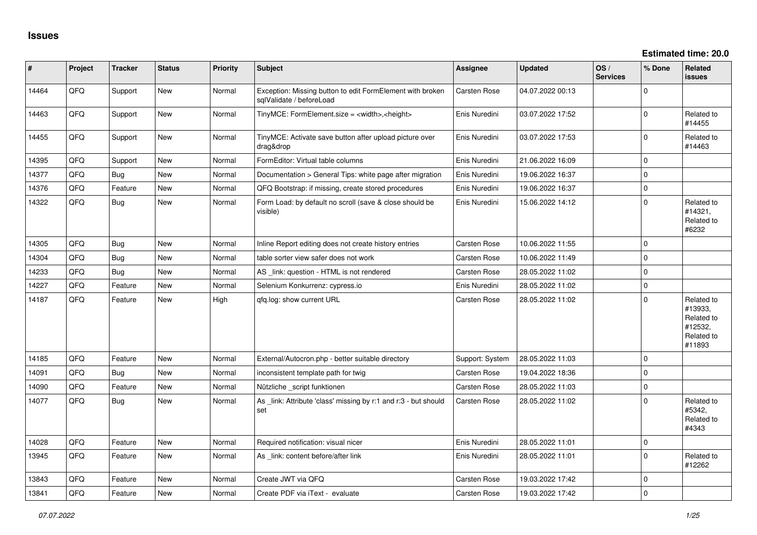# Issues

**Estimated time: 20.0**

| # | Project | Tracker | Status | Priority | Subject | Assignee | Updated | OS / Services | % Done | Related issues |
|---|---|---|---|---|---|---|---|---|---|---|
| 14464 | QFQ | Support | New | Normal | Exception: Missing button to edit FormElement with broken sqlValidate / beforeLoad | Carsten Rose | 04.07.2022 00:13 | | 0 | |
| 14463 | QFQ | Support | New | Normal | TinyMCE: FormElement.size = <width>,<height> | Enis Nuredini | 03.07.2022 17:52 | | 0 | Related to #14455 |
| 14455 | QFQ | Support | New | Normal | TinyMCE: Activate save button after upload picture over drag&drop | Enis Nuredini | 03.07.2022 17:53 | | 0 | Related to #14463 |
| 14395 | QFQ | Support | New | Normal | FormEditor: Virtual table columns | Enis Nuredini | 21.06.2022 16:09 | | 0 | |
| 14377 | QFQ | Bug | New | Normal | Documentation > General Tips: white page after migration | Enis Nuredini | 19.06.2022 16:37 | | 0 | |
| 14376 | QFQ | Feature | New | Normal | QFQ Bootstrap: if missing, create stored procedures | Enis Nuredini | 19.06.2022 16:37 | | 0 | |
| 14322 | QFQ | Bug | New | Normal | Form Load: by default no scroll (save & close should be visible) | Enis Nuredini | 15.06.2022 14:12 | | 0 | Related to #14321, Related to #6232 |
| 14305 | QFQ | Bug | New | Normal | Inline Report editing does not create history entries | Carsten Rose | 10.06.2022 11:55 | | 0 | |
| 14304 | QFQ | Bug | New | Normal | table sorter view safer does not work | Carsten Rose | 10.06.2022 11:49 | | 0 | |
| 14233 | QFQ | Bug | New | Normal | AS _link: question - HTML is not rendered | Carsten Rose | 28.05.2022 11:02 | | 0 | |
| 14227 | QFQ | Feature | New | Normal | Selenium Konkurrenz: cypress.io | Enis Nuredini | 28.05.2022 11:02 | | 0 | |
| 14187 | QFQ | Feature | New | High | qfq.log: show current URL | Carsten Rose | 28.05.2022 11:02 | | 0 | Related to #13933, Related to #12532, Related to #11893 |
| 14185 | QFQ | Feature | New | Normal | External/Autocron.php - better suitable directory | Support: System | 28.05.2022 11:03 | | 0 | |
| 14091 | QFQ | Bug | New | Normal | inconsistent template path for twig | Carsten Rose | 19.04.2022 18:36 | | 0 | |
| 14090 | QFQ | Feature | New | Normal | Nützliche _script funktionen | Carsten Rose | 28.05.2022 11:03 | | 0 | |
| 14077 | QFQ | Bug | New | Normal | As _link: Attribute 'class' missing by r:1 and r:3 - but should set | Carsten Rose | 28.05.2022 11:02 | | 0 | Related to #5342, Related to #4343 |
| 14028 | QFQ | Feature | New | Normal | Required notification: visual nicer | Enis Nuredini | 28.05.2022 11:01 | | 0 | |
| 13945 | QFQ | Feature | New | Normal | As _link: content before/after link | Enis Nuredini | 28.05.2022 11:01 | | 0 | Related to #12262 |
| 13843 | QFQ | Feature | New | Normal | Create JWT via QFQ | Carsten Rose | 19.03.2022 17:42 | | 0 | |
| 13841 | QFQ | Feature | New | Normal | Create PDF via iText - evaluate | Carsten Rose | 19.03.2022 17:42 | | 0 | |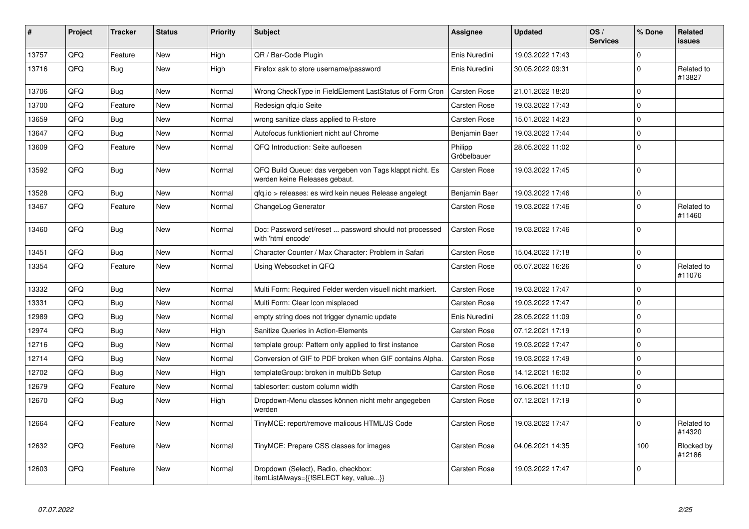| # | Project | Tracker | Status | Priority | Subject | Assignee | Updated | OS / Services | % Done | Related issues |
|---|---|---|---|---|---|---|---|---|---|---|
| 13757 | QFQ | Feature | New | High | QR / Bar-Code Plugin | Enis Nuredini | 19.03.2022 17:43 | | 0 | |
| 13716 | QFQ | Bug | New | High | Firefox ask to store username/password | Enis Nuredini | 30.05.2022 09:31 | | 0 | Related to #13827 |
| 13706 | QFQ | Bug | New | Normal | Wrong CheckType in FieldElement LastStatus of Form Cron | Carsten Rose | 21.01.2022 18:20 | | 0 | |
| 13700 | QFQ | Feature | New | Normal | Redesign qfq.io Seite | Carsten Rose | 19.03.2022 17:43 | | 0 | |
| 13659 | QFQ | Bug | New | Normal | wrong sanitize class applied to R-store | Carsten Rose | 15.01.2022 14:23 | | 0 | |
| 13647 | QFQ | Bug | New | Normal | Autofocus funktioniert nicht auf Chrome | Benjamin Baer | 19.03.2022 17:44 | | 0 | |
| 13609 | QFQ | Feature | New | Normal | QFQ Introduction: Seite aufloesen | Philipp Gröbelbauer | 28.05.2022 11:02 | | 0 | |
| 13592 | QFQ | Bug | New | Normal | QFQ Build Queue: das vergeben von Tags klappt nicht. Es werden keine Releases gebaut. | Carsten Rose | 19.03.2022 17:45 | | 0 | |
| 13528 | QFQ | Bug | New | Normal | qfq.io > releases: es wird kein neues Release angelegt | Benjamin Baer | 19.03.2022 17:46 | | 0 | |
| 13467 | QFQ | Feature | New | Normal | ChangeLog Generator | Carsten Rose | 19.03.2022 17:46 | | 0 | Related to #11460 |
| 13460 | QFQ | Bug | New | Normal | Doc: Password set/reset ... password should not processed with 'html encode' | Carsten Rose | 19.03.2022 17:46 | | 0 | |
| 13451 | QFQ | Bug | New | Normal | Character Counter / Max Character: Problem in Safari | Carsten Rose | 15.04.2022 17:18 | | 0 | |
| 13354 | QFQ | Feature | New | Normal | Using Websocket in QFQ | Carsten Rose | 05.07.2022 16:26 | | 0 | Related to #11076 |
| 13332 | QFQ | Bug | New | Normal | Multi Form: Required Felder werden visuell nicht markiert. | Carsten Rose | 19.03.2022 17:47 | | 0 | |
| 13331 | QFQ | Bug | New | Normal | Multi Form: Clear Icon misplaced | Carsten Rose | 19.03.2022 17:47 | | 0 | |
| 12989 | QFQ | Bug | New | Normal | empty string does not trigger dynamic update | Enis Nuredini | 28.05.2022 11:09 | | 0 | |
| 12974 | QFQ | Bug | New | High | Sanitize Queries in Action-Elements | Carsten Rose | 07.12.2021 17:19 | | 0 | |
| 12716 | QFQ | Bug | New | Normal | template group: Pattern only applied to first instance | Carsten Rose | 19.03.2022 17:47 | | 0 | |
| 12714 | QFQ | Bug | New | Normal | Conversion of GIF to PDF broken when GIF contains Alpha. | Carsten Rose | 19.03.2022 17:49 | | 0 | |
| 12702 | QFQ | Bug | New | High | templateGroup: broken in multiDb Setup | Carsten Rose | 14.12.2021 16:02 | | 0 | |
| 12679 | QFQ | Feature | New | Normal | tablesorter: custom column width | Carsten Rose | 16.06.2021 11:10 | | 0 | |
| 12670 | QFQ | Bug | New | High | Dropdown-Menu classes können nicht mehr angegeben werden | Carsten Rose | 07.12.2021 17:19 | | 0 | |
| 12664 | QFQ | Feature | New | Normal | TinyMCE: report/remove malicous HTML/JS Code | Carsten Rose | 19.03.2022 17:47 | | 0 | Related to #14320 |
| 12632 | QFQ | Feature | New | Normal | TinyMCE: Prepare CSS classes for images | Carsten Rose | 04.06.2021 14:35 | | 100 | Blocked by #12186 |
| 12603 | QFQ | Feature | New | Normal | Dropdown (Select), Radio, checkbox: itemListAlways={{!SELECT key, value...}} | Carsten Rose | 19.03.2022 17:47 | | 0 | |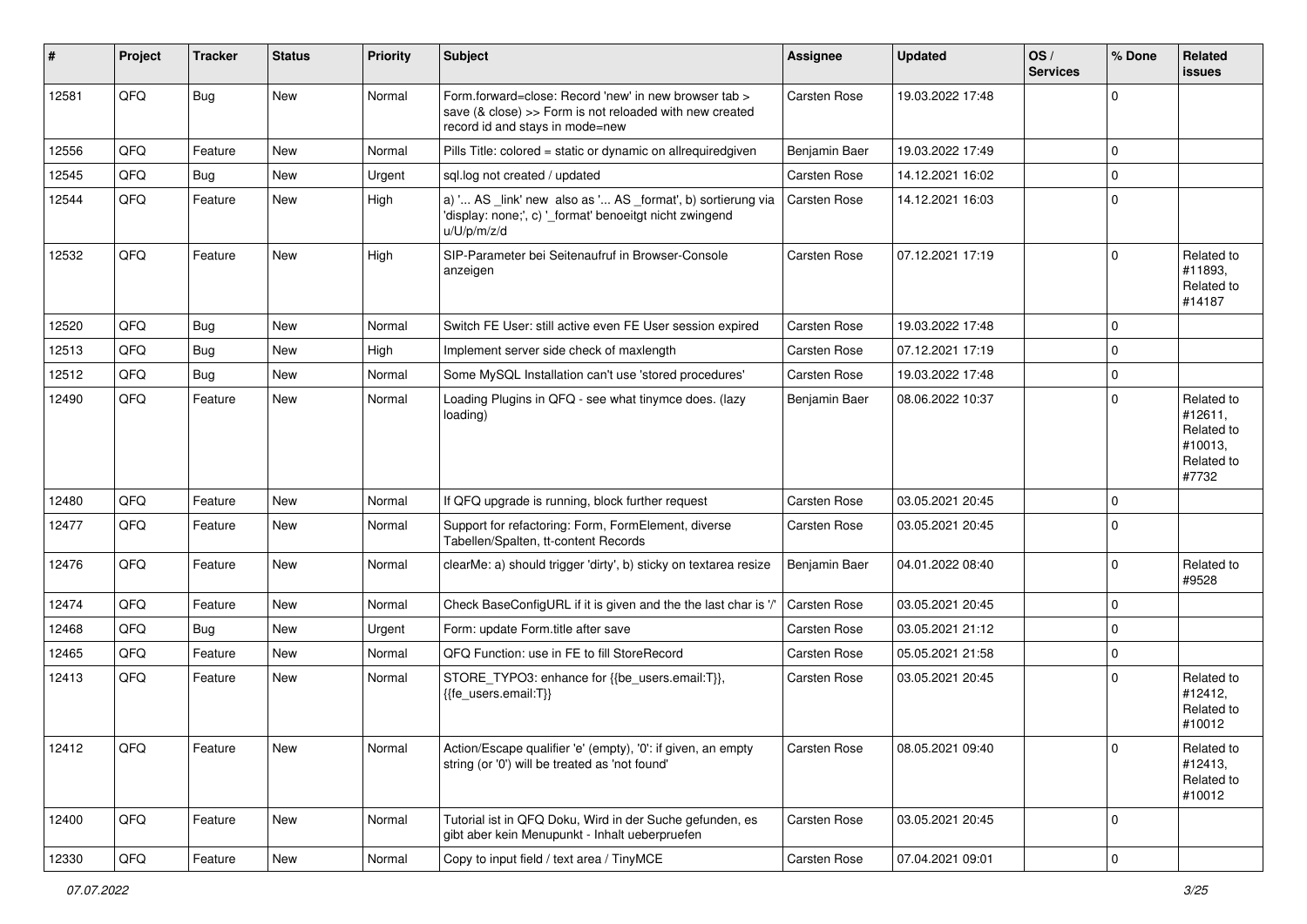| # | Project | Tracker | Status | Priority | Subject | Assignee | Updated | OS / Services | % Done | Related issues |
|---|---|---|---|---|---|---|---|---|---|---|
| 12581 | QFQ | Bug | New | Normal | Form.forward=close: Record 'new' in new browser tab > save (& close) >> Form is not reloaded with new created record id and stays in mode=new | Carsten Rose | 19.03.2022 17:48 | | 0 | |
| 12556 | QFQ | Feature | New | Normal | Pills Title: colored = static or dynamic on allrequiredgiven | Benjamin Baer | 19.03.2022 17:49 | | 0 | |
| 12545 | QFQ | Bug | New | Urgent | sql.log not created / updated | Carsten Rose | 14.12.2021 16:02 | | 0 | |
| 12544 | QFQ | Feature | New | High | a) '... AS _link' new also as '... AS _format', b) sortierung via 'display: none;', c) '_format' benoeitgt nicht zwingend u/U/p/m/z/d | Carsten Rose | 14.12.2021 16:03 | | 0 | |
| 12532 | QFQ | Feature | New | High | SIP-Parameter bei Seitenaufruf in Browser-Console anzeigen | Carsten Rose | 07.12.2021 17:19 | | 0 | Related to #11893, Related to #14187 |
| 12520 | QFQ | Bug | New | Normal | Switch FE User: still active even FE User session expired | Carsten Rose | 19.03.2022 17:48 | | 0 | |
| 12513 | QFQ | Bug | New | High | Implement server side check of maxlength | Carsten Rose | 07.12.2021 17:19 | | 0 | |
| 12512 | QFQ | Bug | New | Normal | Some MySQL Installation can't use 'stored procedures' | Carsten Rose | 19.03.2022 17:48 | | 0 | |
| 12490 | QFQ | Feature | New | Normal | Loading Plugins in QFQ - see what tinymce does. (lazy loading) | Benjamin Baer | 08.06.2022 10:37 | | 0 | Related to #12611, Related to #10013, Related to #7732 |
| 12480 | QFQ | Feature | New | Normal | If QFQ upgrade is running, block further request | Carsten Rose | 03.05.2021 20:45 | | 0 | |
| 12477 | QFQ | Feature | New | Normal | Support for refactoring: Form, FormElement, diverse Tabellen/Spalten, tt-content Records | Carsten Rose | 03.05.2021 20:45 | | 0 | |
| 12476 | QFQ | Feature | New | Normal | clearMe: a) should trigger 'dirty', b) sticky on textarea resize | Benjamin Baer | 04.01.2022 08:40 | | 0 | Related to #9528 |
| 12474 | QFQ | Feature | New | Normal | Check BaseConfigURL if it is given and the the last char is '/' | Carsten Rose | 03.05.2021 20:45 | | 0 | |
| 12468 | QFQ | Bug | New | Urgent | Form: update Form.title after save | Carsten Rose | 03.05.2021 21:12 | | 0 | |
| 12465 | QFQ | Feature | New | Normal | QFQ Function: use in FE to fill StoreRecord | Carsten Rose | 05.05.2021 21:58 | | 0 | |
| 12413 | QFQ | Feature | New | Normal | STORE_TYPO3: enhance for {{be_users.email:T}}, {{fe_users.email:T}} | Carsten Rose | 03.05.2021 20:45 | | 0 | Related to #12412, Related to #10012 |
| 12412 | QFQ | Feature | New | Normal | Action/Escape qualifier 'e' (empty), '0': if given, an empty string (or '0') will be treated as 'not found' | Carsten Rose | 08.05.2021 09:40 | | 0 | Related to #12413, Related to #10012 |
| 12400 | QFQ | Feature | New | Normal | Tutorial ist in QFQ Doku, Wird in der Suche gefunden, es gibt aber kein Menupunkt - Inhalt ueberpruefen | Carsten Rose | 03.05.2021 20:45 | | 0 | |
| 12330 | QFQ | Feature | New | Normal | Copy to input field / text area / TinyMCE | Carsten Rose | 07.04.2021 09:01 | | 0 | |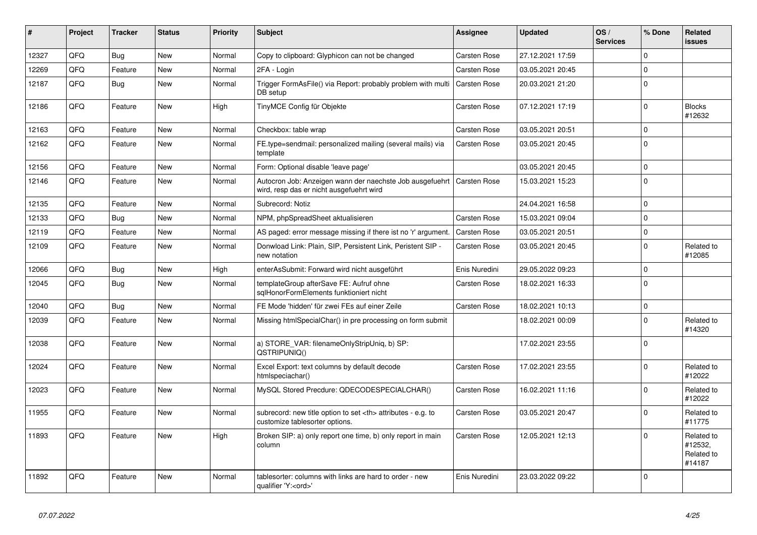| # | Project | Tracker | Status | Priority | Subject | Assignee | Updated | OS / Services | % Done | Related issues |
|---|---|---|---|---|---|---|---|---|---|---|
| 12327 | QFQ | Bug | New | Normal | Copy to clipboard: Glyphicon can not be changed | Carsten Rose | 27.12.2021 17:59 | | 0 | |
| 12269 | QFQ | Feature | New | Normal | 2FA - Login | Carsten Rose | 03.05.2021 20:45 | | 0 | |
| 12187 | QFQ | Bug | New | Normal | Trigger FormAsFile() via Report: probably problem with multi DB setup | Carsten Rose | 20.03.2021 21:20 | | 0 | |
| 12186 | QFQ | Feature | New | High | TinyMCE Config für Objekte | Carsten Rose | 07.12.2021 17:19 | | 0 | Blocks #12632 |
| 12163 | QFQ | Feature | New | Normal | Checkbox: table wrap | Carsten Rose | 03.05.2021 20:51 | | 0 | |
| 12162 | QFQ | Feature | New | Normal | FE.type=sendmail: personalized mailing (several mails) via template | Carsten Rose | 03.05.2021 20:45 | | 0 | |
| 12156 | QFQ | Feature | New | Normal | Form: Optional disable 'leave page' | | 03.05.2021 20:45 | | 0 | |
| 12146 | QFQ | Feature | New | Normal | Autocron Job: Anzeigen wann der naechste Job ausgefuehrt wird, resp das er nicht ausgefuehrt wird | Carsten Rose | 15.03.2021 15:23 | | 0 | |
| 12135 | QFQ | Feature | New | Normal | Subrecord: Notiz | | 24.04.2021 16:58 | | 0 | |
| 12133 | QFQ | Bug | New | Normal | NPM, phpSpreadSheet aktualisieren | Carsten Rose | 15.03.2021 09:04 | | 0 | |
| 12119 | QFQ | Feature | New | Normal | AS paged: error message missing if there ist no 'r' argument. | Carsten Rose | 03.05.2021 20:51 | | 0 | |
| 12109 | QFQ | Feature | New | Normal | Donwload Link: Plain, SIP, Persistent Link, Peristent SIP - new notation | Carsten Rose | 03.05.2021 20:45 | | 0 | Related to #12085 |
| 12066 | QFQ | Bug | New | High | enterAsSubmit: Forward wird nicht ausgeführt | Enis Nuredini | 29.05.2022 09:23 | | 0 | |
| 12045 | QFQ | Bug | New | Normal | templateGroup afterSave FE: Aufruf ohne sqlHonorFormElements funktioniert nicht | Carsten Rose | 18.02.2021 16:33 | | 0 | |
| 12040 | QFQ | Bug | New | Normal | FE Mode 'hidden' für zwei FEs auf einer Zeile | Carsten Rose | 18.02.2021 10:13 | | 0 | |
| 12039 | QFQ | Feature | New | Normal | Missing htmlSpecialChar() in pre processing on form submit | | 18.02.2021 00:09 | | 0 | Related to #14320 |
| 12038 | QFQ | Feature | New | Normal | a) STORE_VAR: filenameOnlyStripUniq, b) SP: QSTRIPUNIQ() | | 17.02.2021 23:55 | | 0 | |
| 12024 | QFQ | Feature | New | Normal | Excel Export: text columns by default decode htmlspeciachar() | Carsten Rose | 17.02.2021 23:55 | | 0 | Related to #12022 |
| 12023 | QFQ | Feature | New | Normal | MySQL Stored Precdure: QDECODESPECIALCHAR() | Carsten Rose | 16.02.2021 11:16 | | 0 | Related to #12022 |
| 11955 | QFQ | Feature | New | Normal | subrecord: new title option to set <th> attributes - e.g. to customize tablesorter options. | Carsten Rose | 03.05.2021 20:47 | | 0 | Related to #11775 |
| 11893 | QFQ | Feature | New | High | Broken SIP: a) only report one time, b) only report in main column | Carsten Rose | 12.05.2021 12:13 | | 0 | Related to #12532, Related to #14187 |
| 11892 | QFQ | Feature | New | Normal | tablesorter: columns with links are hard to order - new qualifier 'Y:<ord>' | Enis Nuredini | 23.03.2022 09:22 | | 0 | |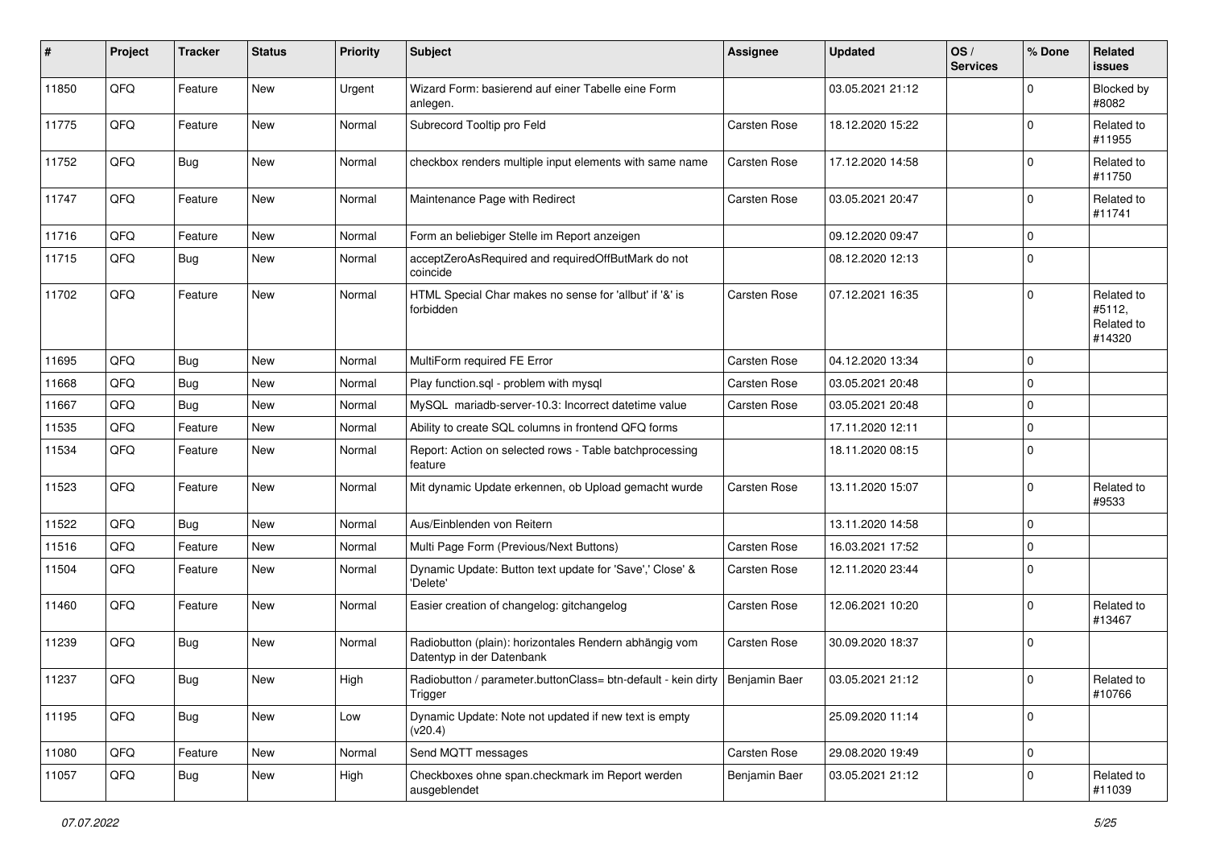| # | Project | Tracker | Status | Priority | Subject | Assignee | Updated | OS / Services | % Done | Related issues |
|---|---|---|---|---|---|---|---|---|---|---|
| 11850 | QFQ | Feature | New | Urgent | Wizard Form: basierend auf einer Tabelle eine Form anlegen. | | 03.05.2021 21:12 | | 0 | Blocked by #8082 |
| 11775 | QFQ | Feature | New | Normal | Subrecord Tooltip pro Feld | Carsten Rose | 18.12.2020 15:22 | | 0 | Related to #11955 |
| 11752 | QFQ | Bug | New | Normal | checkbox renders multiple input elements with same name | Carsten Rose | 17.12.2020 14:58 | | 0 | Related to #11750 |
| 11747 | QFQ | Feature | New | Normal | Maintenance Page with Redirect | Carsten Rose | 03.05.2021 20:47 | | 0 | Related to #11741 |
| 11716 | QFQ | Feature | New | Normal | Form an beliebiger Stelle im Report anzeigen | | 09.12.2020 09:47 | | 0 | |
| 11715 | QFQ | Bug | New | Normal | acceptZeroAsRequired and requiredOffButMark do not coincide | | 08.12.2020 12:13 | | 0 | |
| 11702 | QFQ | Feature | New | Normal | HTML Special Char makes no sense for 'allbut' if '&' is forbidden | Carsten Rose | 07.12.2021 16:35 | | 0 | Related to #5112, Related to #14320 |
| 11695 | QFQ | Bug | New | Normal | MultiForm required FE Error | Carsten Rose | 04.12.2020 13:34 | | 0 | |
| 11668 | QFQ | Bug | New | Normal | Play function.sql - problem with mysql | Carsten Rose | 03.05.2021 20:48 | | 0 | |
| 11667 | QFQ | Bug | New | Normal | MySQL mariadb-server-10.3: Incorrect datetime value | Carsten Rose | 03.05.2021 20:48 | | 0 | |
| 11535 | QFQ | Feature | New | Normal | Ability to create SQL columns in frontend QFQ forms | | 17.11.2020 12:11 | | 0 | |
| 11534 | QFQ | Feature | New | Normal | Report: Action on selected rows - Table batchprocessing feature | | 18.11.2020 08:15 | | 0 | |
| 11523 | QFQ | Feature | New | Normal | Mit dynamic Update erkennen, ob Upload gemacht wurde | Carsten Rose | 13.11.2020 15:07 | | 0 | Related to #9533 |
| 11522 | QFQ | Bug | New | Normal | Aus/Einblenden von Reitern | | 13.11.2020 14:58 | | 0 | |
| 11516 | QFQ | Feature | New | Normal | Multi Page Form (Previous/Next Buttons) | Carsten Rose | 16.03.2021 17:52 | | 0 | |
| 11504 | QFQ | Feature | New | Normal | Dynamic Update: Button text update for 'Save',' Close' & 'Delete' | Carsten Rose | 12.11.2020 23:44 | | 0 | |
| 11460 | QFQ | Feature | New | Normal | Easier creation of changelog: gitchangelog | Carsten Rose | 12.06.2021 10:20 | | 0 | Related to #13467 |
| 11239 | QFQ | Bug | New | Normal | Radiobutton (plain): horizontales Rendern abhängig vom Datentyp in der Datenbank | Carsten Rose | 30.09.2020 18:37 | | 0 | |
| 11237 | QFQ | Bug | New | High | Radiobutton / parameter.buttonClass= btn-default - kein dirty Trigger | Benjamin Baer | 03.05.2021 21:12 | | 0 | Related to #10766 |
| 11195 | QFQ | Bug | New | Low | Dynamic Update: Note not updated if new text is empty (v20.4) | | 25.09.2020 11:14 | | 0 | |
| 11080 | QFQ | Feature | New | Normal | Send MQTT messages | Carsten Rose | 29.08.2020 19:49 | | 0 | |
| 11057 | QFQ | Bug | New | High | Checkboxes ohne span.checkmark im Report werden ausgeblendet | Benjamin Baer | 03.05.2021 21:12 | | 0 | Related to #11039 |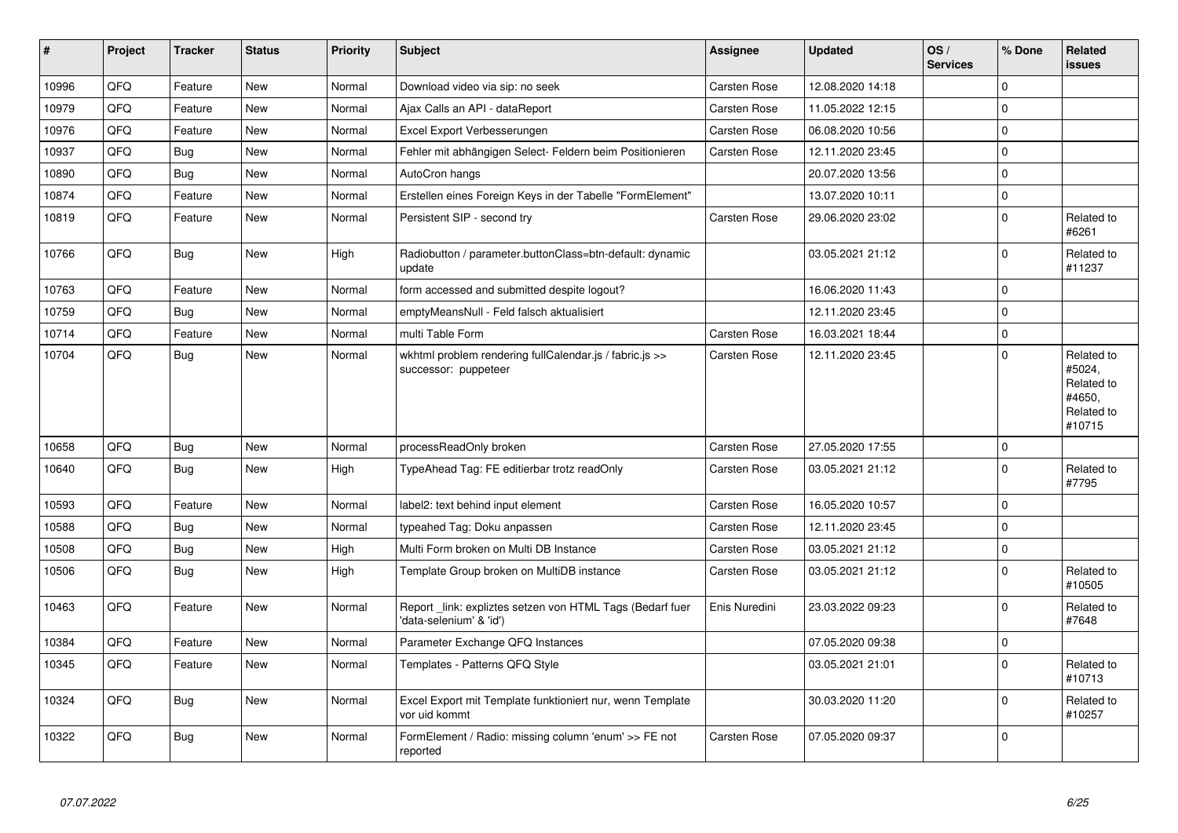| # | Project | Tracker | Status | Priority | Subject | Assignee | Updated | OS / Services | % Done | Related issues |
|---|---|---|---|---|---|---|---|---|---|---|
| 10996 | QFQ | Feature | New | Normal | Download video via sip: no seek | Carsten Rose | 12.08.2020 14:18 | | 0 | |
| 10979 | QFQ | Feature | New | Normal | Ajax Calls an API - dataReport | Carsten Rose | 11.05.2022 12:15 | | 0 | |
| 10976 | QFQ | Feature | New | Normal | Excel Export Verbesserungen | Carsten Rose | 06.08.2020 10:56 | | 0 | |
| 10937 | QFQ | Bug | New | Normal | Fehler mit abhängigen Select- Feldern beim Positionieren | Carsten Rose | 12.11.2020 23:45 | | 0 | |
| 10890 | QFQ | Bug | New | Normal | AutoCron hangs | | 20.07.2020 13:56 | | 0 | |
| 10874 | QFQ | Feature | New | Normal | Erstellen eines Foreign Keys in der Tabelle "FormElement" | | 13.07.2020 10:11 | | 0 | |
| 10819 | QFQ | Feature | New | Normal | Persistent SIP - second try | Carsten Rose | 29.06.2020 23:02 | | 0 | Related to #6261 |
| 10766 | QFQ | Bug | New | High | Radiobutton / parameter.buttonClass=btn-default: dynamic update | | 03.05.2021 21:12 | | 0 | Related to #11237 |
| 10763 | QFQ | Feature | New | Normal | form accessed and submitted despite logout? | | 16.06.2020 11:43 | | 0 | |
| 10759 | QFQ | Bug | New | Normal | emptyMeansNull - Feld falsch aktualisiert | | 12.11.2020 23:45 | | 0 | |
| 10714 | QFQ | Feature | New | Normal | multi Table Form | Carsten Rose | 16.03.2021 18:44 | | 0 | |
| 10704 | QFQ | Bug | New | Normal | wkhtml problem rendering fullCalendar.js / fabric.js >> successor: puppeteer | Carsten Rose | 12.11.2020 23:45 | | 0 | Related to #5024, Related to #4650, Related to #10715 |
| 10658 | QFQ | Bug | New | Normal | processReadOnly broken | Carsten Rose | 27.05.2020 17:55 | | 0 | |
| 10640 | QFQ | Bug | New | High | TypeAhead Tag: FE editierbar trotz readOnly | Carsten Rose | 03.05.2021 21:12 | | 0 | Related to #7795 |
| 10593 | QFQ | Feature | New | Normal | label2: text behind input element | Carsten Rose | 16.05.2020 10:57 | | 0 | |
| 10588 | QFQ | Bug | New | Normal | typeahed Tag: Doku anpassen | Carsten Rose | 12.11.2020 23:45 | | 0 | |
| 10508 | QFQ | Bug | New | High | Multi Form broken on Multi DB Instance | Carsten Rose | 03.05.2021 21:12 | | 0 | |
| 10506 | QFQ | Bug | New | High | Template Group broken on MultiDB instance | Carsten Rose | 03.05.2021 21:12 | | 0 | Related to #10505 |
| 10463 | QFQ | Feature | New | Normal | Report _link: expliztes setzen von HTML Tags (Bedarf fuer 'data-selenium' & 'id') | Enis Nuredini | 23.03.2022 09:23 | | 0 | Related to #7648 |
| 10384 | QFQ | Feature | New | Normal | Parameter Exchange QFQ Instances | | 07.05.2020 09:38 | | 0 | |
| 10345 | QFQ | Feature | New | Normal | Templates - Patterns QFQ Style | | 03.05.2021 21:01 | | 0 | Related to #10713 |
| 10324 | QFQ | Bug | New | Normal | Excel Export mit Template funktioniert nur, wenn Template vor uid kommt | | 30.03.2020 11:20 | | 0 | Related to #10257 |
| 10322 | QFQ | Bug | New | Normal | FormElement / Radio: missing column 'enum' >> FE not reported | Carsten Rose | 07.05.2020 09:37 | | 0 | |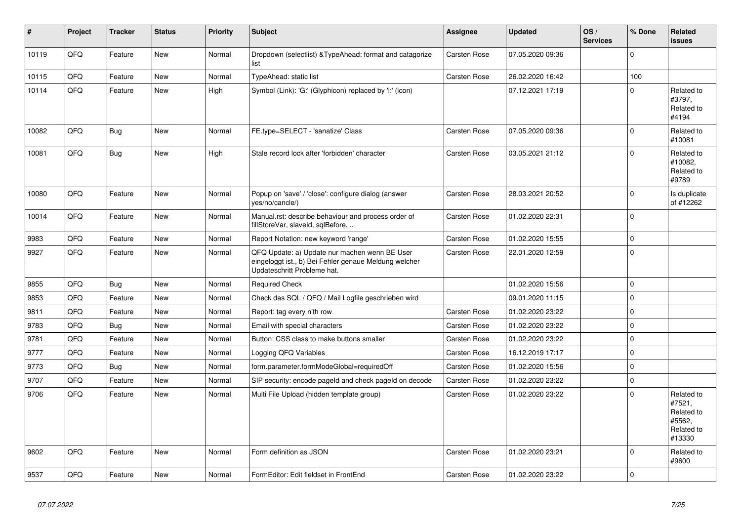| # | Project | Tracker | Status | Priority | Subject | Assignee | Updated | OS / Services | % Done | Related issues |
|---|---|---|---|---|---|---|---|---|---|---|
| 10119 | QFQ | Feature | New | Normal | Dropdown (selectlist) &TypeAhead: format and catagorize list | Carsten Rose | 07.05.2020 09:36 | | 0 | |
| 10115 | QFQ | Feature | New | Normal | TypeAhead: static list | Carsten Rose | 26.02.2020 16:42 | | 100 | |
| 10114 | QFQ | Feature | New | High | Symbol (Link): 'G:' (Glyphicon) replaced by 'i:' (icon) | | 07.12.2021 17:19 | | 0 | Related to #3797, Related to #4194 |
| 10082 | QFQ | Bug | New | Normal | FE.type=SELECT - 'sanatize' Class | Carsten Rose | 07.05.2020 09:36 | | 0 | Related to #10081 |
| 10081 | QFQ | Bug | New | High | Stale record lock after 'forbidden' character | Carsten Rose | 03.05.2021 21:12 | | 0 | Related to #10082, Related to #9789 |
| 10080 | QFQ | Feature | New | Normal | Popup on 'save' / 'close': configure dialog (answer yes/no/cancle/) | Carsten Rose | 28.03.2021 20:52 | | 0 | Is duplicate of #12262 |
| 10014 | QFQ | Feature | New | Normal | Manual.rst: describe behaviour and process order of fillStoreVar, slaveId, sqlBefore, .. | Carsten Rose | 01.02.2020 22:31 | | 0 | |
| 9983 | QFQ | Feature | New | Normal | Report Notation: new keyword 'range' | Carsten Rose | 01.02.2020 15:55 | | 0 | |
| 9927 | QFQ | Feature | New | Normal | QFQ Update: a) Update nur machen wenn BE User eingeloggt ist., b) Bei Fehler genaue Meldung welcher Updateschritt Probleme hat. | Carsten Rose | 22.01.2020 12:59 | | 0 | |
| 9855 | QFQ | Bug | New | Normal | Required Check | | 01.02.2020 15:56 | | 0 | |
| 9853 | QFQ | Feature | New | Normal | Check das SQL / QFQ / Mail Logfile geschrieben wird | | 09.01.2020 11:15 | | 0 | |
| 9811 | QFQ | Feature | New | Normal | Report: tag every n'th row | Carsten Rose | 01.02.2020 23:22 | | 0 | |
| 9783 | QFQ | Bug | New | Normal | Email with special characters | Carsten Rose | 01.02.2020 23:22 | | 0 | |
| 9781 | QFQ | Feature | New | Normal | Button: CSS class to make buttons smaller | Carsten Rose | 01.02.2020 23:22 | | 0 | |
| 9777 | QFQ | Feature | New | Normal | Logging QFQ Variables | Carsten Rose | 16.12.2019 17:17 | | 0 | |
| 9773 | QFQ | Bug | New | Normal | form.parameter.formModeGlobal=requiredOff | Carsten Rose | 01.02.2020 15:56 | | 0 | |
| 9707 | QFQ | Feature | New | Normal | SIP security: encode pageId and check pageId on decode | Carsten Rose | 01.02.2020 23:22 | | 0 | |
| 9706 | QFQ | Feature | New | Normal | Multi File Upload (hidden template group) | Carsten Rose | 01.02.2020 23:22 | | 0 | Related to #7521, Related to #5562, Related to #13330 |
| 9602 | QFQ | Feature | New | Normal | Form definition as JSON | Carsten Rose | 01.02.2020 23:21 | | 0 | Related to #9600 |
| 9537 | QFQ | Feature | New | Normal | FormEditor: Edit fieldset in FrontEnd | Carsten Rose | 01.02.2020 23:22 | | 0 | |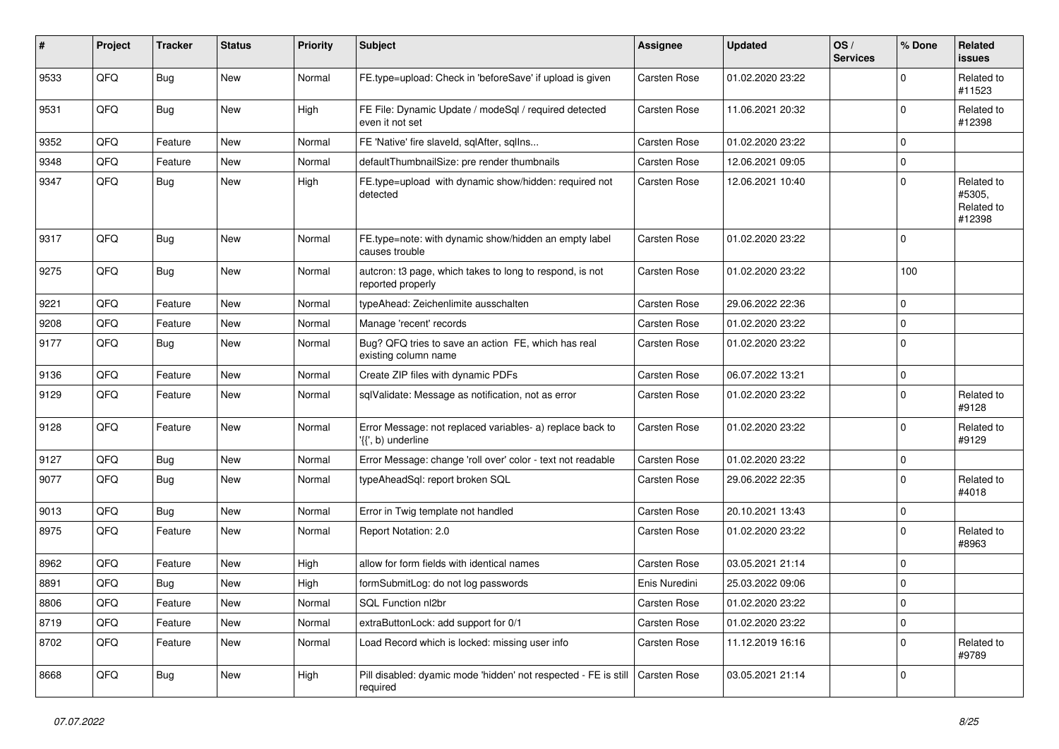| # | Project | Tracker | Status | Priority | Subject | Assignee | Updated | OS / Services | % Done | Related issues |
|---|---|---|---|---|---|---|---|---|---|---|
| 9533 | QFQ | Bug | New | Normal | FE.type=upload: Check in 'beforeSave' if upload is given | Carsten Rose | 01.02.2020 23:22 | | 0 | Related to #11523 |
| 9531 | QFQ | Bug | New | High | FE File: Dynamic Update / modeSql / required detected even it not set | Carsten Rose | 11.06.2021 20:32 | | 0 | Related to #12398 |
| 9352 | QFQ | Feature | New | Normal | FE 'Native' fire slaveId, sqlAfter, sqlIns... | Carsten Rose | 01.02.2020 23:22 | | 0 | |
| 9348 | QFQ | Feature | New | Normal | defaultThumbnailSize: pre render thumbnails | Carsten Rose | 12.06.2021 09:05 | | 0 | |
| 9347 | QFQ | Bug | New | High | FE.type=upload with dynamic show/hidden: required not detected | Carsten Rose | 12.06.2021 10:40 | | 0 | Related to #5305, Related to #12398 |
| 9317 | QFQ | Bug | New | Normal | FE.type=note: with dynamic show/hidden an empty label causes trouble | Carsten Rose | 01.02.2020 23:22 | | 0 | |
| 9275 | QFQ | Bug | New | Normal | autcron: t3 page, which takes to long to respond, is not reported properly | Carsten Rose | 01.02.2020 23:22 | | 100 | |
| 9221 | QFQ | Feature | New | Normal | typeAhead: Zeichenlimite ausschalten | Carsten Rose | 29.06.2022 22:36 | | 0 | |
| 9208 | QFQ | Feature | New | Normal | Manage 'recent' records | Carsten Rose | 01.02.2020 23:22 | | 0 | |
| 9177 | QFQ | Bug | New | Normal | Bug? QFQ tries to save an action FE, which has real existing column name | Carsten Rose | 01.02.2020 23:22 | | 0 | |
| 9136 | QFQ | Feature | New | Normal | Create ZIP files with dynamic PDFs | Carsten Rose | 06.07.2022 13:21 | | 0 | |
| 9129 | QFQ | Feature | New | Normal | sqlValidate: Message as notification, not as error | Carsten Rose | 01.02.2020 23:22 | | 0 | Related to #9128 |
| 9128 | QFQ | Feature | New | Normal | Error Message: not replaced variables- a) replace back to '{{', b) underline | Carsten Rose | 01.02.2020 23:22 | | 0 | Related to #9129 |
| 9127 | QFQ | Bug | New | Normal | Error Message: change 'roll over' color - text not readable | Carsten Rose | 01.02.2020 23:22 | | 0 | |
| 9077 | QFQ | Bug | New | Normal | typeAheadSql: report broken SQL | Carsten Rose | 29.06.2022 22:35 | | 0 | Related to #4018 |
| 9013 | QFQ | Bug | New | Normal | Error in Twig template not handled | Carsten Rose | 20.10.2021 13:43 | | 0 | |
| 8975 | QFQ | Feature | New | Normal | Report Notation: 2.0 | Carsten Rose | 01.02.2020 23:22 | | 0 | Related to #8963 |
| 8962 | QFQ | Feature | New | High | allow for form fields with identical names | Carsten Rose | 03.05.2021 21:14 | | 0 | |
| 8891 | QFQ | Bug | New | High | formSubmitLog: do not log passwords | Enis Nuredini | 25.03.2022 09:06 | | 0 | |
| 8806 | QFQ | Feature | New | Normal | SQL Function nl2br | Carsten Rose | 01.02.2020 23:22 | | 0 | |
| 8719 | QFQ | Feature | New | Normal | extraButtonLock: add support for 0/1 | Carsten Rose | 01.02.2020 23:22 | | 0 | |
| 8702 | QFQ | Feature | New | Normal | Load Record which is locked: missing user info | Carsten Rose | 11.12.2019 16:16 | | 0 | Related to #9789 |
| 8668 | QFQ | Bug | New | High | Pill disabled: dyamic mode 'hidden' not respected - FE is still required | Carsten Rose | 03.05.2021 21:14 | | 0 | |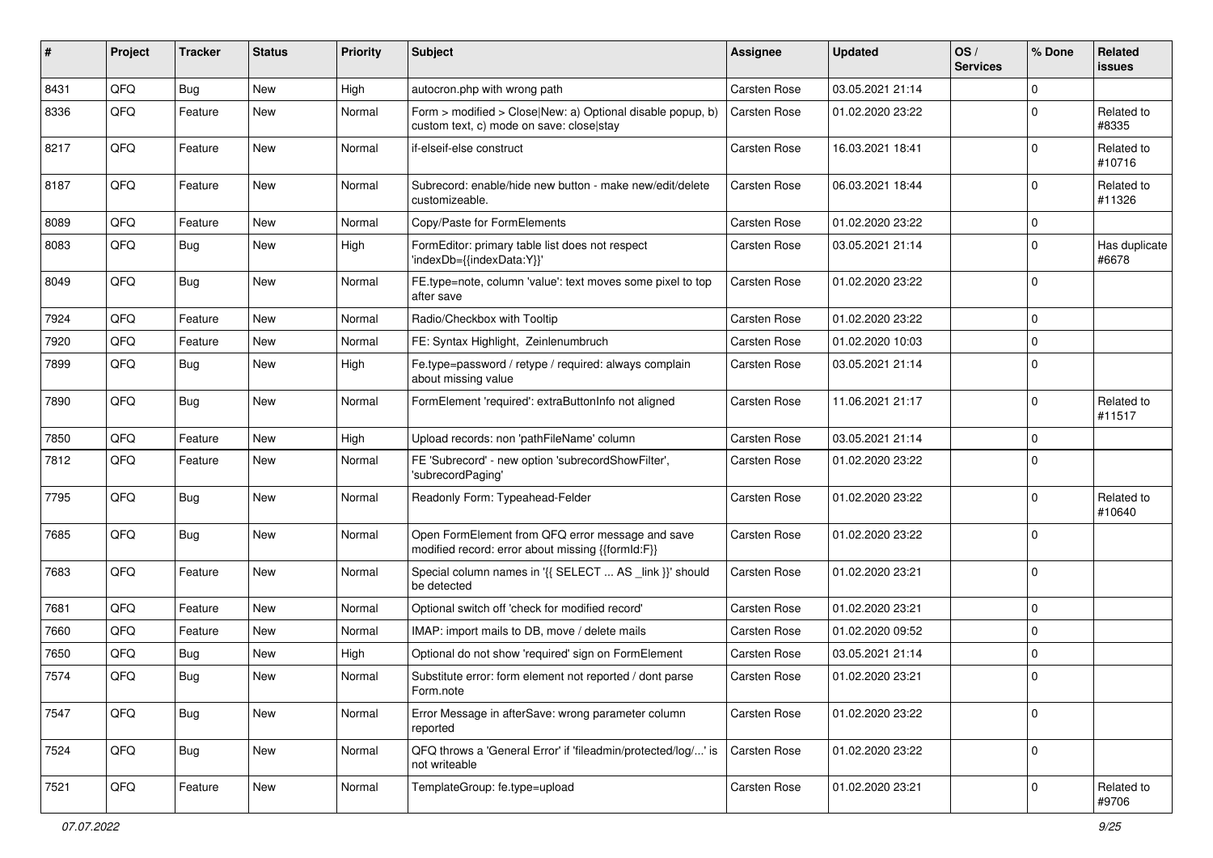| # | Project | Tracker | Status | Priority | Subject | Assignee | Updated | OS / Services | % Done | Related issues |
|---|---|---|---|---|---|---|---|---|---|---|
| 8431 | QFQ | Bug | New | High | autocron.php with wrong path | Carsten Rose | 03.05.2021 21:14 | | 0 | |
| 8336 | QFQ | Feature | New | Normal | Form > modified > Close\|New: a) Optional disable popup, b) custom text, c) mode on save: close\|stay | Carsten Rose | 01.02.2020 23:22 | | 0 | Related to #8335 |
| 8217 | QFQ | Feature | New | Normal | if-elseif-else construct | Carsten Rose | 16.03.2021 18:41 | | 0 | Related to #10716 |
| 8187 | QFQ | Feature | New | Normal | Subrecord: enable/hide new button - make new/edit/delete customizeable. | Carsten Rose | 06.03.2021 18:44 | | 0 | Related to #11326 |
| 8089 | QFQ | Feature | New | Normal | Copy/Paste for FormElements | Carsten Rose | 01.02.2020 23:22 | | 0 | |
| 8083 | QFQ | Bug | New | High | FormEditor: primary table list does not respect 'indexDb={{indexData:Y}}' | Carsten Rose | 03.05.2021 21:14 | | 0 | Has duplicate #6678 |
| 8049 | QFQ | Bug | New | Normal | FE.type=note, column 'value': text moves some pixel to top after save | Carsten Rose | 01.02.2020 23:22 | | 0 | |
| 7924 | QFQ | Feature | New | Normal | Radio/Checkbox with Tooltip | Carsten Rose | 01.02.2020 23:22 | | 0 | |
| 7920 | QFQ | Feature | New | Normal | FE: Syntax Highlight, Zeinlenumbruch | Carsten Rose | 01.02.2020 10:03 | | 0 | |
| 7899 | QFQ | Bug | New | High | Fe.type=password / retype / required: always complain about missing value | Carsten Rose | 03.05.2021 21:14 | | 0 | |
| 7890 | QFQ | Bug | New | Normal | FormElement 'required': extraButtonInfo not aligned | Carsten Rose | 11.06.2021 21:17 | | 0 | Related to #11517 |
| 7850 | QFQ | Feature | New | High | Upload records: non 'pathFileName' column | Carsten Rose | 03.05.2021 21:14 | | 0 | |
| 7812 | QFQ | Feature | New | Normal | FE 'Subrecord' - new option 'subrecordShowFilter', 'subrecordPaging' | Carsten Rose | 01.02.2020 23:22 | | 0 | |
| 7795 | QFQ | Bug | New | Normal | Readonly Form: Typeahead-Felder | Carsten Rose | 01.02.2020 23:22 | | 0 | Related to #10640 |
| 7685 | QFQ | Bug | New | Normal | Open FormElement from QFQ error message and save modified record: error about missing {{formId:F}} | Carsten Rose | 01.02.2020 23:22 | | 0 | |
| 7683 | QFQ | Feature | New | Normal | Special column names in '{{ SELECT ... AS _link }}' should be detected | Carsten Rose | 01.02.2020 23:21 | | 0 | |
| 7681 | QFQ | Feature | New | Normal | Optional switch off 'check for modified record' | Carsten Rose | 01.02.2020 23:21 | | 0 | |
| 7660 | QFQ | Feature | New | Normal | IMAP: import mails to DB, move / delete mails | Carsten Rose | 01.02.2020 09:52 | | 0 | |
| 7650 | QFQ | Bug | New | High | Optional do not show 'required' sign on FormElement | Carsten Rose | 03.05.2021 21:14 | | 0 | |
| 7574 | QFQ | Bug | New | Normal | Substitute error: form element not reported / dont parse Form.note | Carsten Rose | 01.02.2020 23:21 | | 0 | |
| 7547 | QFQ | Bug | New | Normal | Error Message in afterSave: wrong parameter column reported | Carsten Rose | 01.02.2020 23:22 | | 0 | |
| 7524 | QFQ | Bug | New | Normal | QFQ throws a 'General Error' if 'fileadmin/protected/log/...' is not writeable | Carsten Rose | 01.02.2020 23:22 | | 0 | |
| 7521 | QFQ | Feature | New | Normal | TemplateGroup: fe.type=upload | Carsten Rose | 01.02.2020 23:21 | | 0 | Related to #9706 |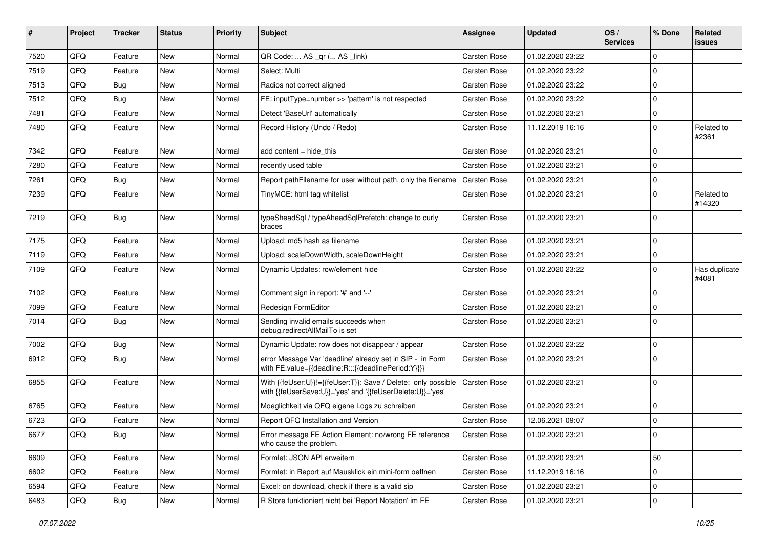| # | Project | Tracker | Status | Priority | Subject | Assignee | Updated | OS / Services | % Done | Related issues |
|---|---|---|---|---|---|---|---|---|---|---|
| 7520 | QFQ | Feature | New | Normal | QR Code: ... AS _qr (... AS _link) | Carsten Rose | 01.02.2020 23:22 | | 0 | |
| 7519 | QFQ | Feature | New | Normal | Select: Multi | Carsten Rose | 01.02.2020 23:22 | | 0 | |
| 7513 | QFQ | Bug | New | Normal | Radios not correct aligned | Carsten Rose | 01.02.2020 23:22 | | 0 | |
| 7512 | QFQ | Bug | New | Normal | FE: inputType=number >> 'pattern' is not respected | Carsten Rose | 01.02.2020 23:22 | | 0 | |
| 7481 | QFQ | Feature | New | Normal | Detect 'BaseUrl' automatically | Carsten Rose | 01.02.2020 23:21 | | 0 | |
| 7480 | QFQ | Feature | New | Normal | Record History (Undo / Redo) | Carsten Rose | 11.12.2019 16:16 | | 0 | Related to #2361 |
| 7342 | QFQ | Feature | New | Normal | add content = hide_this | Carsten Rose | 01.02.2020 23:21 | | 0 | |
| 7280 | QFQ | Feature | New | Normal | recently used table | Carsten Rose | 01.02.2020 23:21 | | 0 | |
| 7261 | QFQ | Bug | New | Normal | Report pathFilename for user without path, only the filename | Carsten Rose | 01.02.2020 23:21 | | 0 | |
| 7239 | QFQ | Feature | New | Normal | TinyMCE: html tag whitelist | Carsten Rose | 01.02.2020 23:21 | | 0 | Related to #14320 |
| 7219 | QFQ | Bug | New | Normal | typeSheadSql / typeAheadSqlPrefetch: change to curly braces | Carsten Rose | 01.02.2020 23:21 | | 0 | |
| 7175 | QFQ | Feature | New | Normal | Upload: md5 hash as filename | Carsten Rose | 01.02.2020 23:21 | | 0 | |
| 7119 | QFQ | Feature | New | Normal | Upload: scaleDownWidth, scaleDownHeight | Carsten Rose | 01.02.2020 23:21 | | 0 | |
| 7109 | QFQ | Feature | New | Normal | Dynamic Updates: row/element hide | Carsten Rose | 01.02.2020 23:22 | | 0 | Has duplicate #4081 |
| 7102 | QFQ | Feature | New | Normal | Comment sign in report: '#' and '--' | Carsten Rose | 01.02.2020 23:21 | | 0 | |
| 7099 | QFQ | Feature | New | Normal | Redesign FormEditor | Carsten Rose | 01.02.2020 23:21 | | 0 | |
| 7014 | QFQ | Bug | New | Normal | Sending invalid emails succeeds when debug.redirectAllMailTo is set | Carsten Rose | 01.02.2020 23:21 | | 0 | |
| 7002 | QFQ | Bug | New | Normal | Dynamic Update: row does not disappear / appear | Carsten Rose | 01.02.2020 23:22 | | 0 | |
| 6912 | QFQ | Bug | New | Normal | error Message Var 'deadline' already set in SIP - in Form with FE.value={{deadline:R:::{{deadlinePeriod:Y}}}} | Carsten Rose | 01.02.2020 23:21 | | 0 | |
| 6855 | QFQ | Feature | New | Normal | With {{feUser:U}}!={{feUser:T}}: Save / Delete: only possible with {{feUserSave:U}}='yes' and '{{feUserDelete:U}}='yes' | Carsten Rose | 01.02.2020 23:21 | | 0 | |
| 6765 | QFQ | Feature | New | Normal | Moeglichkeit via QFQ eigene Logs zu schreiben | Carsten Rose | 01.02.2020 23:21 | | 0 | |
| 6723 | QFQ | Feature | New | Normal | Report QFQ Installation and Version | Carsten Rose | 12.06.2021 09:07 | | 0 | |
| 6677 | QFQ | Bug | New | Normal | Error message FE Action Element: no/wrong FE reference who cause the problem. | Carsten Rose | 01.02.2020 23:21 | | 0 | |
| 6609 | QFQ | Feature | New | Normal | Formlet: JSON API erweitern | Carsten Rose | 01.02.2020 23:21 | | 50 | |
| 6602 | QFQ | Feature | New | Normal | Formlet: in Report auf Mausklick ein mini-form oeffnen | Carsten Rose | 11.12.2019 16:16 | | 0 | |
| 6594 | QFQ | Feature | New | Normal | Excel: on download, check if there is a valid sip | Carsten Rose | 01.02.2020 23:21 | | 0 | |
| 6483 | QFQ | Bug | New | Normal | R Store funktioniert nicht bei 'Report Notation' im FE | Carsten Rose | 01.02.2020 23:21 | | 0 | |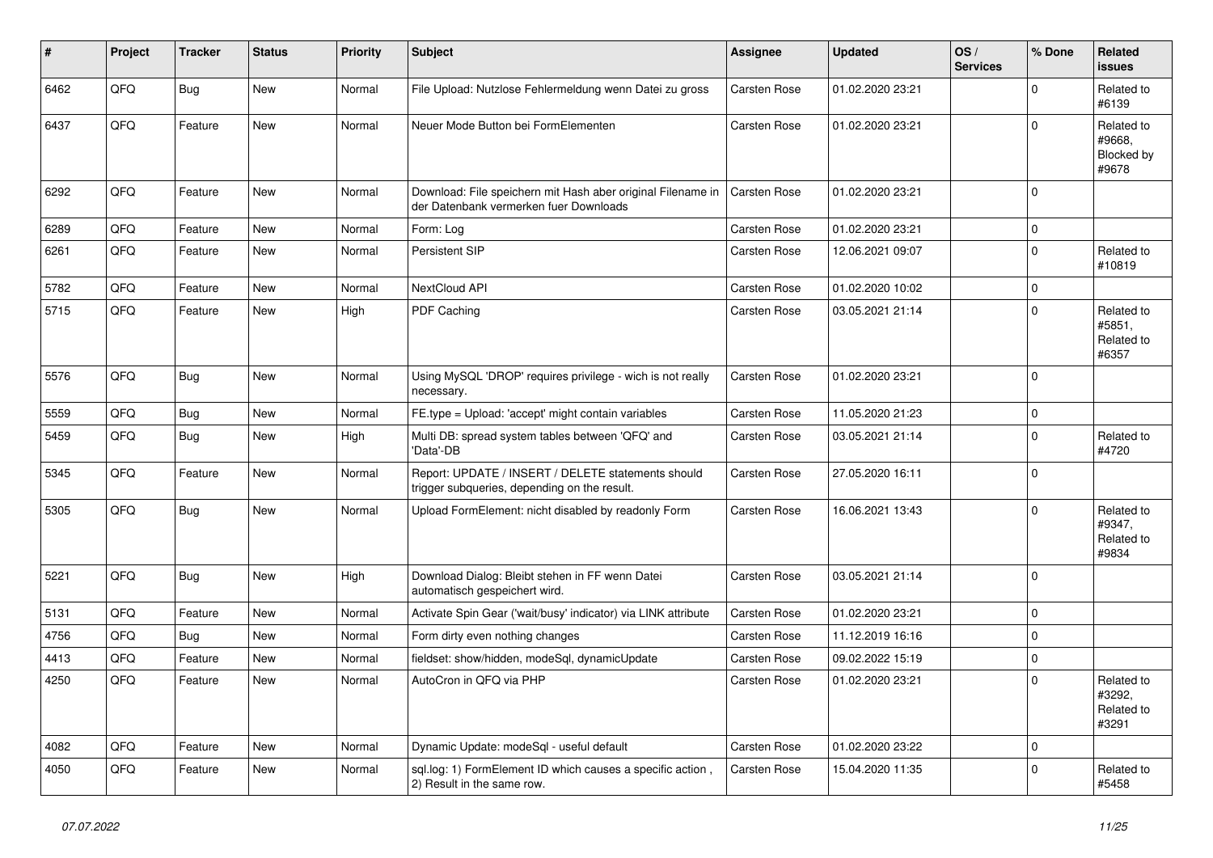| # | Project | Tracker | Status | Priority | Subject | Assignee | Updated | OS / Services | % Done | Related issues |
|---|---|---|---|---|---|---|---|---|---|---|
| 6462 | QFQ | Bug | New | Normal | File Upload: Nutzlose Fehlermeldung wenn Datei zu gross | Carsten Rose | 01.02.2020 23:21 | | 0 | Related to #6139 |
| 6437 | QFQ | Feature | New | Normal | Neuer Mode Button bei FormElementen | Carsten Rose | 01.02.2020 23:21 | | 0 | Related to #9668, Blocked by #9678 |
| 6292 | QFQ | Feature | New | Normal | Download: File speichern mit Hash aber original Filename in der Datenbank vermerken fuer Downloads | Carsten Rose | 01.02.2020 23:21 | | 0 | |
| 6289 | QFQ | Feature | New | Normal | Form: Log | Carsten Rose | 01.02.2020 23:21 | | 0 | |
| 6261 | QFQ | Feature | New | Normal | Persistent SIP | Carsten Rose | 12.06.2021 09:07 | | 0 | Related to #10819 |
| 5782 | QFQ | Feature | New | Normal | NextCloud API | Carsten Rose | 01.02.2020 10:02 | | 0 | |
| 5715 | QFQ | Feature | New | High | PDF Caching | Carsten Rose | 03.05.2021 21:14 | | 0 | Related to #5851, Related to #6357 |
| 5576 | QFQ | Bug | New | Normal | Using MySQL 'DROP' requires privilege - wich is not really necessary. | Carsten Rose | 01.02.2020 23:21 | | 0 | |
| 5559 | QFQ | Bug | New | Normal | FE.type = Upload: 'accept' might contain variables | Carsten Rose | 11.05.2020 21:23 | | 0 | |
| 5459 | QFQ | Bug | New | High | Multi DB: spread system tables between 'QFQ' and 'Data'-DB | Carsten Rose | 03.05.2021 21:14 | | 0 | Related to #4720 |
| 5345 | QFQ | Feature | New | Normal | Report: UPDATE / INSERT / DELETE statements should trigger subqueries, depending on the result. | Carsten Rose | 27.05.2020 16:11 | | 0 | |
| 5305 | QFQ | Bug | New | Normal | Upload FormElement: nicht disabled by readonly Form | Carsten Rose | 16.06.2021 13:43 | | 0 | Related to #9347, Related to #9834 |
| 5221 | QFQ | Bug | New | High | Download Dialog: Bleibt stehen in FF wenn Datei automatisch gespeichert wird. | Carsten Rose | 03.05.2021 21:14 | | 0 | |
| 5131 | QFQ | Feature | New | Normal | Activate Spin Gear ('wait/busy' indicator) via LINK attribute | Carsten Rose | 01.02.2020 23:21 | | 0 | |
| 4756 | QFQ | Bug | New | Normal | Form dirty even nothing changes | Carsten Rose | 11.12.2019 16:16 | | 0 | |
| 4413 | QFQ | Feature | New | Normal | fieldset: show/hidden, modeSql, dynamicUpdate | Carsten Rose | 09.02.2022 15:19 | | 0 | |
| 4250 | QFQ | Feature | New | Normal | AutoCron in QFQ via PHP | Carsten Rose | 01.02.2020 23:21 | | 0 | Related to #3292, Related to #3291 |
| 4082 | QFQ | Feature | New | Normal | Dynamic Update: modeSql - useful default | Carsten Rose | 01.02.2020 23:22 | | 0 | |
| 4050 | QFQ | Feature | New | Normal | sql.log: 1) FormElement ID which causes a specific action , 2) Result in the same row. | Carsten Rose | 15.04.2020 11:35 | | 0 | Related to #5458 |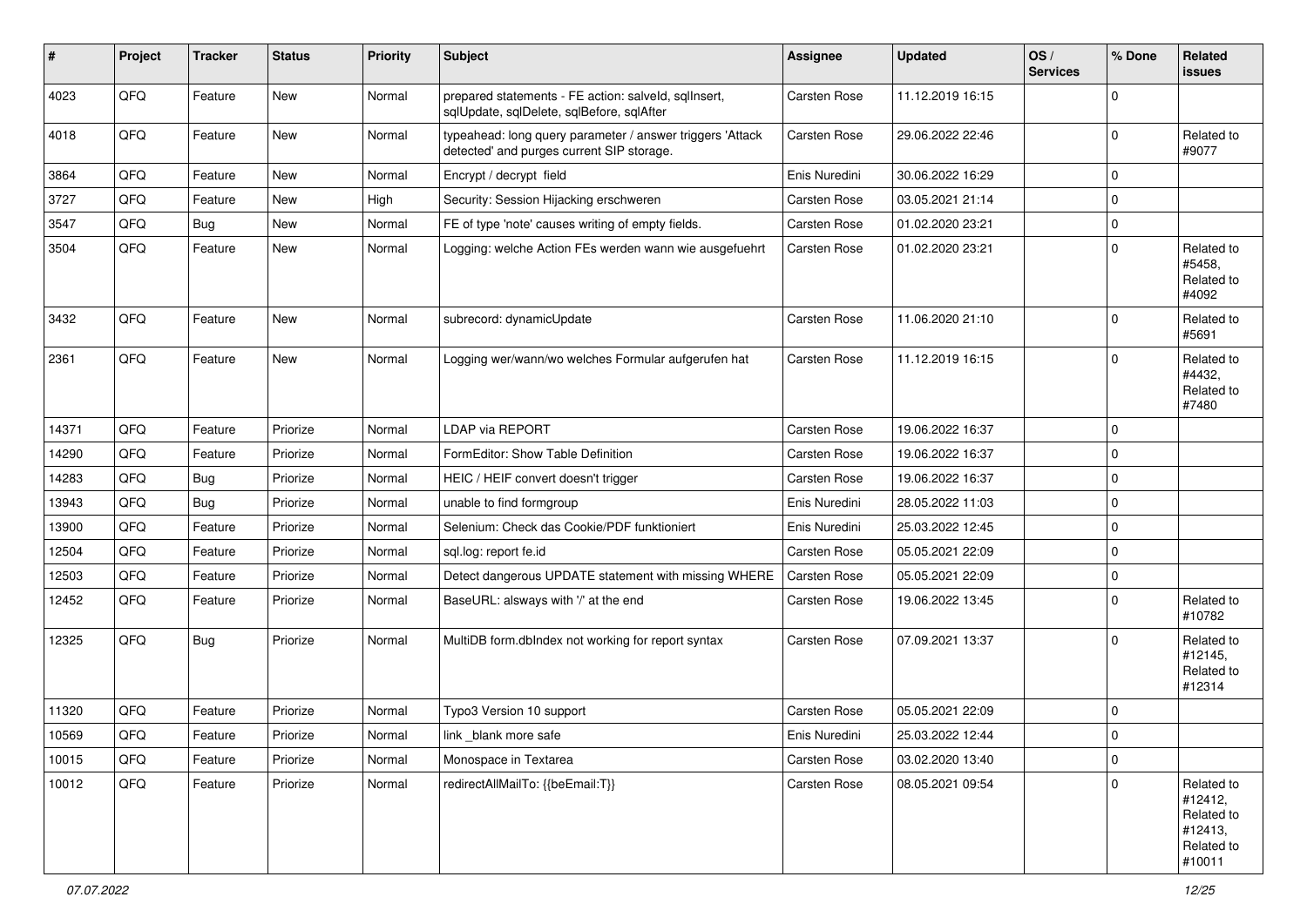| # | Project | Tracker | Status | Priority | Subject | Assignee | Updated | OS / Services | % Done | Related issues |
|---|---|---|---|---|---|---|---|---|---|---|
| 4023 | QFQ | Feature | New | Normal | prepared statements - FE action: salveld, sqlInsert, sqlUpdate, sqlDelete, sqlBefore, sqlAfter | Carsten Rose | 11.12.2019 16:15 | | 0 | |
| 4018 | QFQ | Feature | New | Normal | typeahead: long query parameter / answer triggers 'Attack detected' and purges current SIP storage. | Carsten Rose | 29.06.2022 22:46 | | 0 | Related to #9077 |
| 3864 | QFQ | Feature | New | Normal | Encrypt / decrypt field | Enis Nuredini | 30.06.2022 16:29 | | 0 | |
| 3727 | QFQ | Feature | New | High | Security: Session Hijacking erschweren | Carsten Rose | 03.05.2021 21:14 | | 0 | |
| 3547 | QFQ | Bug | New | Normal | FE of type 'note' causes writing of empty fields. | Carsten Rose | 01.02.2020 23:21 | | 0 | |
| 3504 | QFQ | Feature | New | Normal | Logging: welche Action FEs werden wann wie ausgefuehrt | Carsten Rose | 01.02.2020 23:21 | | 0 | Related to #5458, Related to #4092 |
| 3432 | QFQ | Feature | New | Normal | subrecord: dynamicUpdate | Carsten Rose | 11.06.2020 21:10 | | 0 | Related to #5691 |
| 2361 | QFQ | Feature | New | Normal | Logging wer/wann/wo welches Formular aufgerufen hat | Carsten Rose | 11.12.2019 16:15 | | 0 | Related to #4432, Related to #7480 |
| 14371 | QFQ | Feature | Priorize | Normal | LDAP via REPORT | Carsten Rose | 19.06.2022 16:37 | | 0 | |
| 14290 | QFQ | Feature | Priorize | Normal | FormEditor: Show Table Definition | Carsten Rose | 19.06.2022 16:37 | | 0 | |
| 14283 | QFQ | Bug | Priorize | Normal | HEIC / HEIF convert doesn't trigger | Carsten Rose | 19.06.2022 16:37 | | 0 | |
| 13943 | QFQ | Bug | Priorize | Normal | unable to find formgroup | Enis Nuredini | 28.05.2022 11:03 | | 0 | |
| 13900 | QFQ | Feature | Priorize | Normal | Selenium: Check das Cookie/PDF funktioniert | Enis Nuredini | 25.03.2022 12:45 | | 0 | |
| 12504 | QFQ | Feature | Priorize | Normal | sql.log: report fe.id | Carsten Rose | 05.05.2021 22:09 | | 0 | |
| 12503 | QFQ | Feature | Priorize | Normal | Detect dangerous UPDATE statement with missing WHERE | Carsten Rose | 05.05.2021 22:09 | | 0 | |
| 12452 | QFQ | Feature | Priorize | Normal | BaseURL: alsways with '/' at the end | Carsten Rose | 19.06.2022 13:45 | | 0 | Related to #10782 |
| 12325 | QFQ | Bug | Priorize | Normal | MultiDB form.dbIndex not working for report syntax | Carsten Rose | 07.09.2021 13:37 | | 0 | Related to #12145, Related to #12314 |
| 11320 | QFQ | Feature | Priorize | Normal | Typo3 Version 10 support | Carsten Rose | 05.05.2021 22:09 | | 0 | |
| 10569 | QFQ | Feature | Priorize | Normal | link _blank more safe | Enis Nuredini | 25.03.2022 12:44 | | 0 | |
| 10015 | QFQ | Feature | Priorize | Normal | Monospace in Textarea | Carsten Rose | 03.02.2020 13:40 | | 0 | |
| 10012 | QFQ | Feature | Priorize | Normal | redirectAllMailTo: {{beEmail:T}} | Carsten Rose | 08.05.2021 09:54 | | 0 | Related to #12412, Related to #12413, Related to #10011 |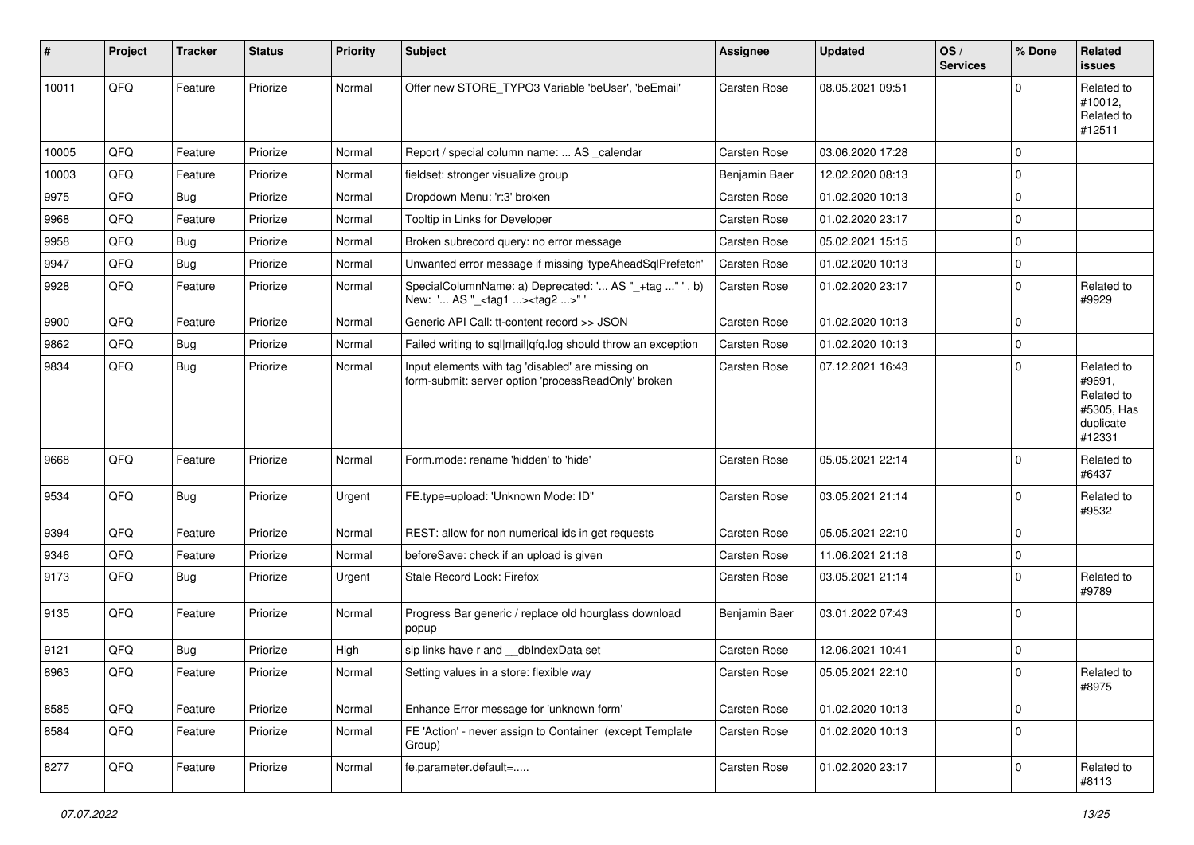| # | Project | Tracker | Status | Priority | Subject | Assignee | Updated | OS / Services | % Done | Related issues |
|---|---|---|---|---|---|---|---|---|---|---|
| 10011 | QFQ | Feature | Priorize | Normal | Offer new STORE_TYPO3 Variable 'beUser', 'beEmail' | Carsten Rose | 08.05.2021 09:51 | | 0 | Related to #10012, Related to #12511 |
| 10005 | QFQ | Feature | Priorize | Normal | Report / special column name: ... AS _calendar | Carsten Rose | 03.06.2020 17:28 | | 0 | |
| 10003 | QFQ | Feature | Priorize | Normal | fieldset: stronger visualize group | Benjamin Baer | 12.02.2020 08:13 | | 0 | |
| 9975 | QFQ | Bug | Priorize | Normal | Dropdown Menu: 'r:3' broken | Carsten Rose | 01.02.2020 10:13 | | 0 | |
| 9968 | QFQ | Feature | Priorize | Normal | Tooltip in Links for Developer | Carsten Rose | 01.02.2020 23:17 | | 0 | |
| 9958 | QFQ | Bug | Priorize | Normal | Broken subrecord query: no error message | Carsten Rose | 05.02.2021 15:15 | | 0 | |
| 9947 | QFQ | Bug | Priorize | Normal | Unwanted error message if missing 'typeAheadSqlPrefetch' | Carsten Rose | 01.02.2020 10:13 | | 0 | |
| 9928 | QFQ | Feature | Priorize | Normal | SpecialColumnName: a) Deprecated: '... AS "_+tag ..." ', b) New: '... AS "_<tag1 ...><tag2 ...>" ' | Carsten Rose | 01.02.2020 23:17 | | 0 | Related to #9929 |
| 9900 | QFQ | Feature | Priorize | Normal | Generic API Call: tt-content record >> JSON | Carsten Rose | 01.02.2020 10:13 | | 0 | |
| 9862 | QFQ | Bug | Priorize | Normal | Failed writing to sql\|mail\|qfq.log should throw an exception | Carsten Rose | 01.02.2020 10:13 | | 0 | |
| 9834 | QFQ | Bug | Priorize | Normal | Input elements with tag 'disabled' are missing on form-submit: server option 'processReadOnly' broken | Carsten Rose | 07.12.2021 16:43 | | 0 | Related to #9691, Related to #5305, Has duplicate #12331 |
| 9668 | QFQ | Feature | Priorize | Normal | Form.mode: rename 'hidden' to 'hide' | Carsten Rose | 05.05.2021 22:14 | | 0 | Related to #6437 |
| 9534 | QFQ | Bug | Priorize | Urgent | FE.type=upload: 'Unknown Mode: ID" | Carsten Rose | 03.05.2021 21:14 | | 0 | Related to #9532 |
| 9394 | QFQ | Feature | Priorize | Normal | REST: allow for non numerical ids in get requests | Carsten Rose | 05.05.2021 22:10 | | 0 | |
| 9346 | QFQ | Feature | Priorize | Normal | beforeSave: check if an upload is given | Carsten Rose | 11.06.2021 21:18 | | 0 | |
| 9173 | QFQ | Bug | Priorize | Urgent | Stale Record Lock: Firefox | Carsten Rose | 03.05.2021 21:14 | | 0 | Related to #9789 |
| 9135 | QFQ | Feature | Priorize | Normal | Progress Bar generic / replace old hourglass download popup | Benjamin Baer | 03.01.2022 07:43 | | 0 | |
| 9121 | QFQ | Bug | Priorize | High | sip links have r and __dbIndexData set | Carsten Rose | 12.06.2021 10:41 | | 0 | |
| 8963 | QFQ | Feature | Priorize | Normal | Setting values in a store: flexible way | Carsten Rose | 05.05.2021 22:10 | | 0 | Related to #8975 |
| 8585 | QFQ | Feature | Priorize | Normal | Enhance Error message for 'unknown form' | Carsten Rose | 01.02.2020 10:13 | | 0 | |
| 8584 | QFQ | Feature | Priorize | Normal | FE 'Action' - never assign to Container (except Template Group) | Carsten Rose | 01.02.2020 10:13 | | 0 | |
| 8277 | QFQ | Feature | Priorize | Normal | fe.parameter.default=..... | Carsten Rose | 01.02.2020 23:17 | | 0 | Related to #8113 |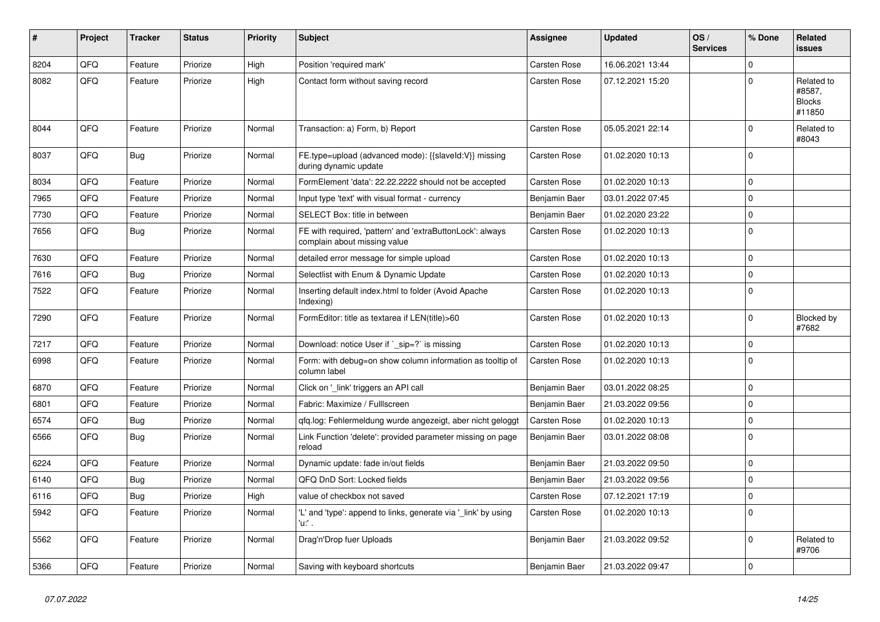| # | Project | Tracker | Status | Priority | Subject | Assignee | Updated | OS / Services | % Done | Related issues |
|---|---|---|---|---|---|---|---|---|---|---|
| 8204 | QFQ | Feature | Priorize | High | Position 'required mark' | Carsten Rose | 16.06.2021 13:44 | | 0 | |
| 8082 | QFQ | Feature | Priorize | High | Contact form without saving record | Carsten Rose | 07.12.2021 15:20 | | 0 | Related to #8587, Blocks #11850 |
| 8044 | QFQ | Feature | Priorize | Normal | Transaction: a) Form, b) Report | Carsten Rose | 05.05.2021 22:14 | | 0 | Related to #8043 |
| 8037 | QFQ | Bug | Priorize | Normal | FE.type=upload (advanced mode): {{slaveId:V}} missing during dynamic update | Carsten Rose | 01.02.2020 10:13 | | 0 | |
| 8034 | QFQ | Feature | Priorize | Normal | FormElement 'data': 22.22.2222 should not be accepted | Carsten Rose | 01.02.2020 10:13 | | 0 | |
| 7965 | QFQ | Feature | Priorize | Normal | Input type 'text' with visual format - currency | Benjamin Baer | 03.01.2022 07:45 | | 0 | |
| 7730 | QFQ | Feature | Priorize | Normal | SELECT Box: title in between | Benjamin Baer | 01.02.2020 23:22 | | 0 | |
| 7656 | QFQ | Bug | Priorize | Normal | FE with required, 'pattern' and 'extraButtonLock': always complain about missing value | Carsten Rose | 01.02.2020 10:13 | | 0 | |
| 7630 | QFQ | Feature | Priorize | Normal | detailed error message for simple upload | Carsten Rose | 01.02.2020 10:13 | | 0 | |
| 7616 | QFQ | Bug | Priorize | Normal | Selectlist with Enum & Dynamic Update | Carsten Rose | 01.02.2020 10:13 | | 0 | |
| 7522 | QFQ | Feature | Priorize | Normal | Inserting default index.html to folder (Avoid Apache Indexing) | Carsten Rose | 01.02.2020 10:13 | | 0 | |
| 7290 | QFQ | Feature | Priorize | Normal | FormEditor: title as textarea if LEN(title)>60 | Carsten Rose | 01.02.2020 10:13 | | 0 | Blocked by #7682 |
| 7217 | QFQ | Feature | Priorize | Normal | Download: notice User if `_sip=?` is missing | Carsten Rose | 01.02.2020 10:13 | | 0 | |
| 6998 | QFQ | Feature | Priorize | Normal | Form: with debug=on show column information as tooltip of column label | Carsten Rose | 01.02.2020 10:13 | | 0 | |
| 6870 | QFQ | Feature | Priorize | Normal | Click on '_link' triggers an API call | Benjamin Baer | 03.01.2022 08:25 | | 0 | |
| 6801 | QFQ | Feature | Priorize | Normal | Fabric: Maximize / Fulllscreen | Benjamin Baer | 21.03.2022 09:56 | | 0 | |
| 6574 | QFQ | Bug | Priorize | Normal | qfq.log: Fehlermeldung wurde angezeigt, aber nicht geloggt | Carsten Rose | 01.02.2020 10:13 | | 0 | |
| 6566 | QFQ | Bug | Priorize | Normal | Link Function 'delete': provided parameter missing on page reload | Benjamin Baer | 03.01.2022 08:08 | | 0 | |
| 6224 | QFQ | Feature | Priorize | Normal | Dynamic update: fade in/out fields | Benjamin Baer | 21.03.2022 09:50 | | 0 | |
| 6140 | QFQ | Bug | Priorize | Normal | QFQ DnD Sort: Locked fields | Benjamin Baer | 21.03.2022 09:56 | | 0 | |
| 6116 | QFQ | Bug | Priorize | High | value of checkbox not saved | Carsten Rose | 07.12.2021 17:19 | | 0 | |
| 5942 | QFQ | Feature | Priorize | Normal | 'L' and 'type': append to links, generate via '_link' by using 'u:' . | Carsten Rose | 01.02.2020 10:13 | | 0 | |
| 5562 | QFQ | Feature | Priorize | Normal | Drag'n'Drop fuer Uploads | Benjamin Baer | 21.03.2022 09:52 | | 0 | Related to #9706 |
| 5366 | QFQ | Feature | Priorize | Normal | Saving with keyboard shortcuts | Benjamin Baer | 21.03.2022 09:47 | | 0 | |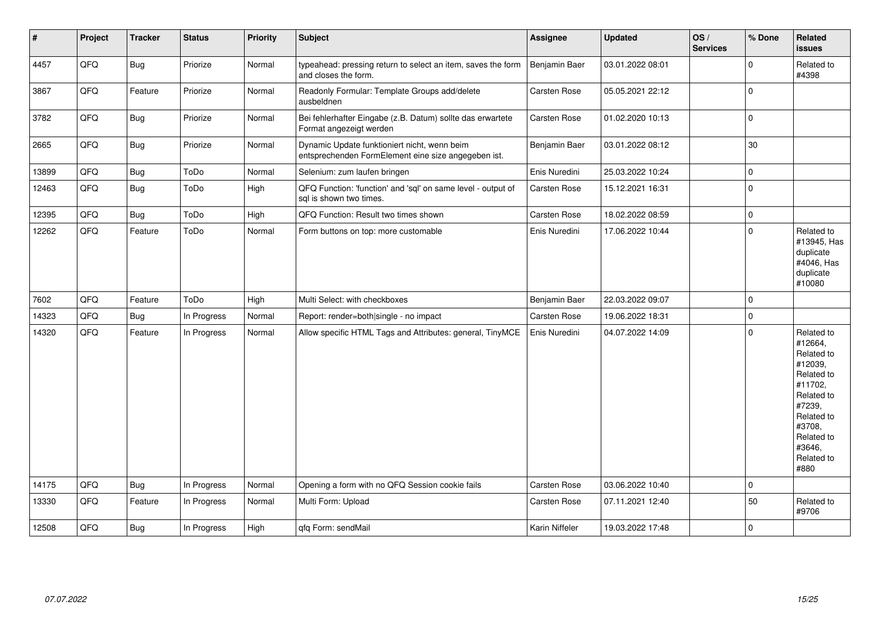| # | Project | Tracker | Status | Priority | Subject | Assignee | Updated | OS / Services | % Done | Related issues |
|---|---|---|---|---|---|---|---|---|---|---|
| 4457 | QFQ | Bug | Priorize | Normal | typeahead: pressing return to select an item, saves the form and closes the form. | Benjamin Baer | 03.01.2022 08:01 | | 0 | Related to #4398 |
| 3867 | QFQ | Feature | Priorize | Normal | Readonly Formular: Template Groups add/delete ausbeldnen | Carsten Rose | 05.05.2021 22:12 | | 0 | |
| 3782 | QFQ | Bug | Priorize | Normal | Bei fehlerhafter Eingabe (z.B. Datum) sollte das erwartete Format angezeigt werden | Carsten Rose | 01.02.2020 10:13 | | 0 | |
| 2665 | QFQ | Bug | Priorize | Normal | Dynamic Update funktioniert nicht, wenn beim entsprechenden FormElement eine size angegeben ist. | Benjamin Baer | 03.01.2022 08:12 | | 30 | |
| 13899 | QFQ | Bug | ToDo | Normal | Selenium: zum laufen bringen | Enis Nuredini | 25.03.2022 10:24 | | 0 | |
| 12463 | QFQ | Bug | ToDo | High | QFQ Function: 'function' and 'sql' on same level - output of sql is shown two times. | Carsten Rose | 15.12.2021 16:31 | | 0 | |
| 12395 | QFQ | Bug | ToDo | High | QFQ Function: Result two times shown | Carsten Rose | 18.02.2022 08:59 | | 0 | |
| 12262 | QFQ | Feature | ToDo | Normal | Form buttons on top: more customable | Enis Nuredini | 17.06.2022 10:44 | | 0 | Related to #13945, Has duplicate #4046, Has duplicate #10080 |
| 7602 | QFQ | Feature | ToDo | High | Multi Select: with checkboxes | Benjamin Baer | 22.03.2022 09:07 | | 0 | |
| 14323 | QFQ | Bug | In Progress | Normal | Report: render=both\|single - no impact | Carsten Rose | 19.06.2022 18:31 | | 0 | |
| 14320 | QFQ | Feature | In Progress | Normal | Allow specific HTML Tags and Attributes: general, TinyMCE | Enis Nuredini | 04.07.2022 14:09 | | 0 | Related to #12664, Related to #12039, Related to #11702, Related to #7239, Related to #3708, Related to #3646, Related to #880 |
| 14175 | QFQ | Bug | In Progress | Normal | Opening a form with no QFQ Session cookie fails | Carsten Rose | 03.06.2022 10:40 | | 0 | |
| 13330 | QFQ | Feature | In Progress | Normal | Multi Form: Upload | Carsten Rose | 07.11.2021 12:40 | | 50 | Related to #9706 |
| 12508 | QFQ | Bug | In Progress | High | qfq Form: sendMail | Karin Niffeler | 19.03.2022 17:48 | | 0 | |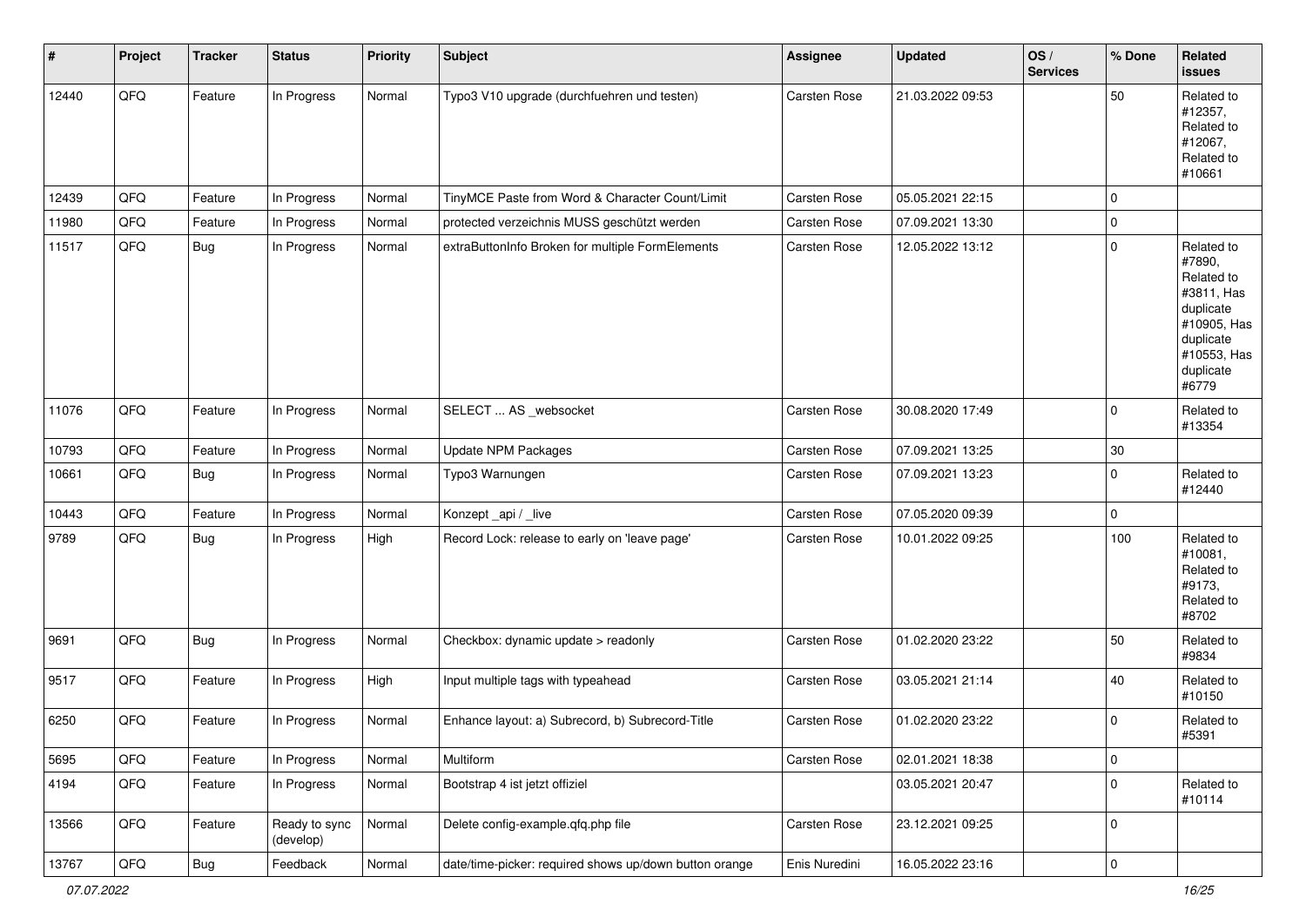| # | Project | Tracker | Status | Priority | Subject | Assignee | Updated | OS / Services | % Done | Related issues |
|---|---|---|---|---|---|---|---|---|---|---|
| 12440 | QFQ | Feature | In Progress | Normal | Typo3 V10 upgrade (durchfuehren und testen) | Carsten Rose | 21.03.2022 09:53 | | 50 | Related to #12357, Related to #12067, Related to #10661 |
| 12439 | QFQ | Feature | In Progress | Normal | TinyMCE Paste from Word & Character Count/Limit | Carsten Rose | 05.05.2021 22:15 | | 0 | |
| 11980 | QFQ | Feature | In Progress | Normal | protected verzeichnis MUSS geschützt werden | Carsten Rose | 07.09.2021 13:30 | | 0 | |
| 11517 | QFQ | Bug | In Progress | Normal | extraButtonInfo Broken for multiple FormElements | Carsten Rose | 12.05.2022 13:12 | | 0 | Related to #7890, Related to #3811, Has duplicate #10905, Has duplicate #10553, Has duplicate #6779 |
| 11076 | QFQ | Feature | In Progress | Normal | SELECT ... AS _websocket | Carsten Rose | 30.08.2020 17:49 | | 0 | Related to #13354 |
| 10793 | QFQ | Feature | In Progress | Normal | Update NPM Packages | Carsten Rose | 07.09.2021 13:25 | | 30 | |
| 10661 | QFQ | Bug | In Progress | Normal | Typo3 Warnungen | Carsten Rose | 07.09.2021 13:23 | | 0 | Related to #12440 |
| 10443 | QFQ | Feature | In Progress | Normal | Konzept _api / _live | Carsten Rose | 07.05.2020 09:39 | | 0 | |
| 9789 | QFQ | Bug | In Progress | High | Record Lock: release to early on 'leave page' | Carsten Rose | 10.01.2022 09:25 | | 100 | Related to #10081, Related to #9173, Related to #8702 |
| 9691 | QFQ | Bug | In Progress | Normal | Checkbox: dynamic update > readonly | Carsten Rose | 01.02.2020 23:22 | | 50 | Related to #9834 |
| 9517 | QFQ | Feature | In Progress | High | Input multiple tags with typeahead | Carsten Rose | 03.05.2021 21:14 | | 40 | Related to #10150 |
| 6250 | QFQ | Feature | In Progress | Normal | Enhance layout: a) Subrecord, b) Subrecord-Title | Carsten Rose | 01.02.2020 23:22 | | 0 | Related to #5391 |
| 5695 | QFQ | Feature | In Progress | Normal | Multiform | Carsten Rose | 02.01.2021 18:38 | | 0 | |
| 4194 | QFQ | Feature | In Progress | Normal | Bootstrap 4 ist jetzt offiziel | | 03.05.2021 20:47 | | 0 | Related to #10114 |
| 13566 | QFQ | Feature | Ready to sync (develop) | Normal | Delete config-example.qfq.php file | Carsten Rose | 23.12.2021 09:25 | | 0 | |
| 13767 | QFQ | Bug | Feedback | Normal | date/time-picker: required shows up/down button orange | Enis Nuredini | 16.05.2022 23:16 | | 0 | |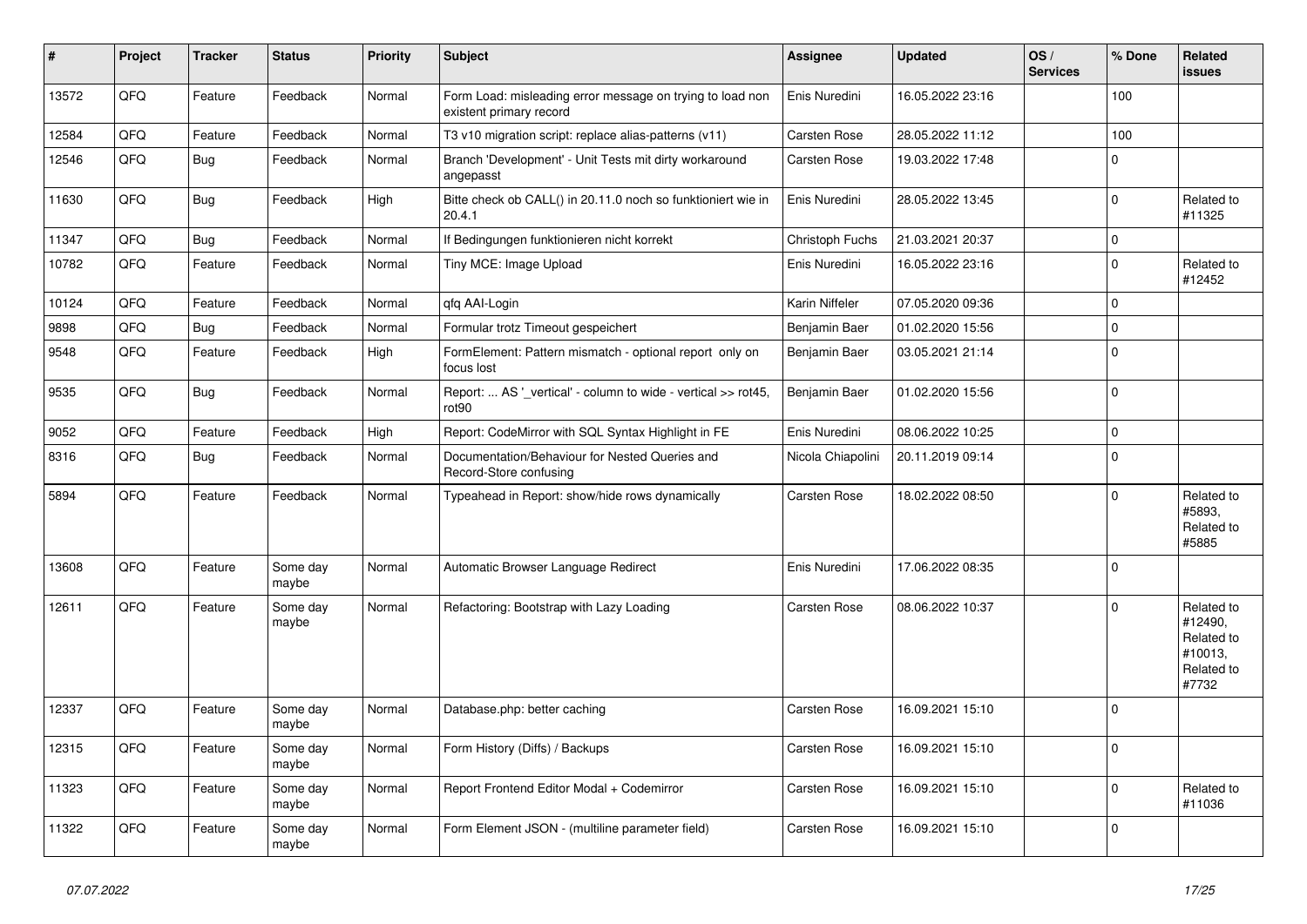| # | Project | Tracker | Status | Priority | Subject | Assignee | Updated | OS / Services | % Done | Related issues |
|---|---|---|---|---|---|---|---|---|---|---|
| 13572 | QFQ | Feature | Feedback | Normal | Form Load: misleading error message on trying to load non existent primary record | Enis Nuredini | 16.05.2022 23:16 | | 100 | |
| 12584 | QFQ | Feature | Feedback | Normal | T3 v10 migration script: replace alias-patterns (v11) | Carsten Rose | 28.05.2022 11:12 | | 100 | |
| 12546 | QFQ | Bug | Feedback | Normal | Branch 'Development' - Unit Tests mit dirty workaround angepasst | Carsten Rose | 19.03.2022 17:48 | | 0 | |
| 11630 | QFQ | Bug | Feedback | High | Bitte check ob CALL() in 20.11.0 noch so funktioniert wie in 20.4.1 | Enis Nuredini | 28.05.2022 13:45 | | 0 | Related to #11325 |
| 11347 | QFQ | Bug | Feedback | Normal | If Bedingungen funktionieren nicht korrekt | Christoph Fuchs | 21.03.2021 20:37 | | 0 | |
| 10782 | QFQ | Feature | Feedback | Normal | Tiny MCE: Image Upload | Enis Nuredini | 16.05.2022 23:16 | | 0 | Related to #12452 |
| 10124 | QFQ | Feature | Feedback | Normal | qfq AAI-Login | Karin Niffeler | 07.05.2020 09:36 | | 0 | |
| 9898 | QFQ | Bug | Feedback | Normal | Formular trotz Timeout gespeichert | Benjamin Baer | 01.02.2020 15:56 | | 0 | |
| 9548 | QFQ | Feature | Feedback | High | FormElement: Pattern mismatch - optional report only on focus lost | Benjamin Baer | 03.05.2021 21:14 | | 0 | |
| 9535 | QFQ | Bug | Feedback | Normal | Report: ... AS '_vertical' - column to wide - vertical >> rot45, rot90 | Benjamin Baer | 01.02.2020 15:56 | | 0 | |
| 9052 | QFQ | Feature | Feedback | High | Report: CodeMirror with SQL Syntax Highlight in FE | Enis Nuredini | 08.06.2022 10:25 | | 0 | |
| 8316 | QFQ | Bug | Feedback | Normal | Documentation/Behaviour for Nested Queries and Record-Store confusing | Nicola Chiapolini | 20.11.2019 09:14 | | 0 | |
| 5894 | QFQ | Feature | Feedback | Normal | Typeahead in Report: show/hide rows dynamically | Carsten Rose | 18.02.2022 08:50 | | 0 | Related to #5893, Related to #5885 |
| 13608 | QFQ | Feature | Some day maybe | Normal | Automatic Browser Language Redirect | Enis Nuredini | 17.06.2022 08:35 | | 0 | |
| 12611 | QFQ | Feature | Some day maybe | Normal | Refactoring: Bootstrap with Lazy Loading | Carsten Rose | 08.06.2022 10:37 | | 0 | Related to #12490, Related to #10013, Related to #7732 |
| 12337 | QFQ | Feature | Some day maybe | Normal | Database.php: better caching | Carsten Rose | 16.09.2021 15:10 | | 0 | |
| 12315 | QFQ | Feature | Some day maybe | Normal | Form History (Diffs) / Backups | Carsten Rose | 16.09.2021 15:10 | | 0 | |
| 11323 | QFQ | Feature | Some day maybe | Normal | Report Frontend Editor Modal + Codemirror | Carsten Rose | 16.09.2021 15:10 | | 0 | Related to #11036 |
| 11322 | QFQ | Feature | Some day maybe | Normal | Form Element JSON - (multiline parameter field) | Carsten Rose | 16.09.2021 15:10 | | 0 | |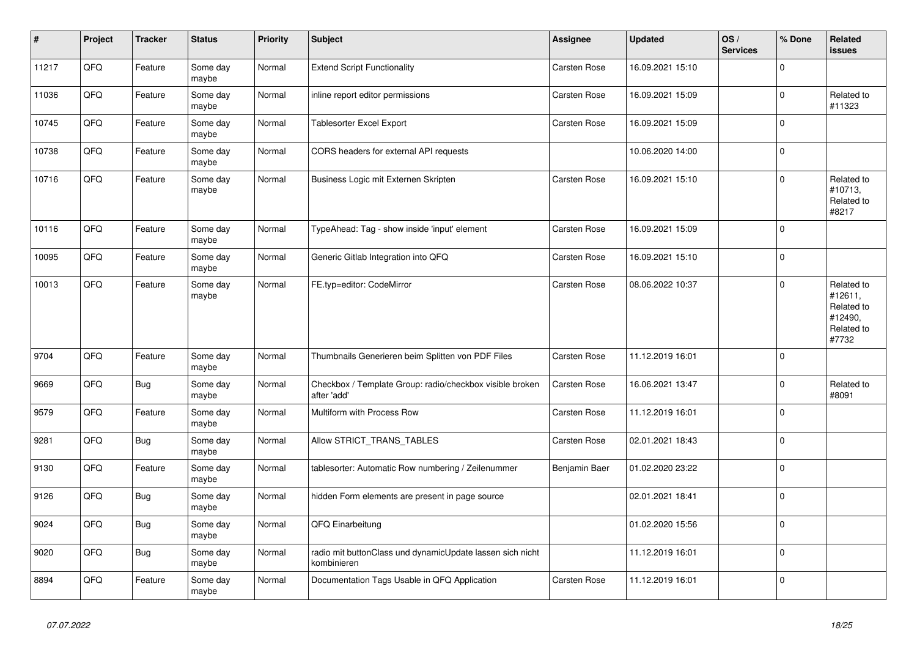| # | Project | Tracker | Status | Priority | Subject | Assignee | Updated | OS / Services | % Done | Related issues |
|---|---|---|---|---|---|---|---|---|---|---|
| 11217 | QFQ | Feature | Some day maybe | Normal | Extend Script Functionality | Carsten Rose | 16.09.2021 15:10 | | 0 | |
| 11036 | QFQ | Feature | Some day maybe | Normal | inline report editor permissions | Carsten Rose | 16.09.2021 15:09 | | 0 | Related to #11323 |
| 10745 | QFQ | Feature | Some day maybe | Normal | Tablesorter Excel Export | Carsten Rose | 16.09.2021 15:09 | | 0 | |
| 10738 | QFQ | Feature | Some day maybe | Normal | CORS headers for external API requests | | 10.06.2020 14:00 | | 0 | |
| 10716 | QFQ | Feature | Some day maybe | Normal | Business Logic mit Externen Skripten | Carsten Rose | 16.09.2021 15:10 | | 0 | Related to #10713, Related to #8217 |
| 10116 | QFQ | Feature | Some day maybe | Normal | TypeAhead: Tag - show inside 'input' element | Carsten Rose | 16.09.2021 15:09 | | 0 | |
| 10095 | QFQ | Feature | Some day maybe | Normal | Generic Gitlab Integration into QFQ | Carsten Rose | 16.09.2021 15:10 | | 0 | |
| 10013 | QFQ | Feature | Some day maybe | Normal | FE.typ=editor: CodeMirror | Carsten Rose | 08.06.2022 10:37 | | 0 | Related to #12611, Related to #12490, Related to #7732 |
| 9704 | QFQ | Feature | Some day maybe | Normal | Thumbnails Generieren beim Splitten von PDF Files | Carsten Rose | 11.12.2019 16:01 | | 0 | |
| 9669 | QFQ | Bug | Some day maybe | Normal | Checkbox / Template Group: radio/checkbox visible broken after 'add' | Carsten Rose | 16.06.2021 13:47 | | 0 | Related to #8091 |
| 9579 | QFQ | Feature | Some day maybe | Normal | Multiform with Process Row | Carsten Rose | 11.12.2019 16:01 | | 0 | |
| 9281 | QFQ | Bug | Some day maybe | Normal | Allow STRICT_TRANS_TABLES | Carsten Rose | 02.01.2021 18:43 | | 0 | |
| 9130 | QFQ | Feature | Some day maybe | Normal | tablesorter: Automatic Row numbering / Zeilenummer | Benjamin Baer | 01.02.2020 23:22 | | 0 | |
| 9126 | QFQ | Bug | Some day maybe | Normal | hidden Form elements are present in page source | | 02.01.2021 18:41 | | 0 | |
| 9024 | QFQ | Bug | Some day maybe | Normal | QFQ Einarbeitung | | 01.02.2020 15:56 | | 0 | |
| 9020 | QFQ | Bug | Some day maybe | Normal | radio mit buttonClass und dynamicUpdate lassen sich nicht kombinieren | | 11.12.2019 16:01 | | 0 | |
| 8894 | QFQ | Feature | Some day maybe | Normal | Documentation Tags Usable in QFQ Application | Carsten Rose | 11.12.2019 16:01 | | 0 | |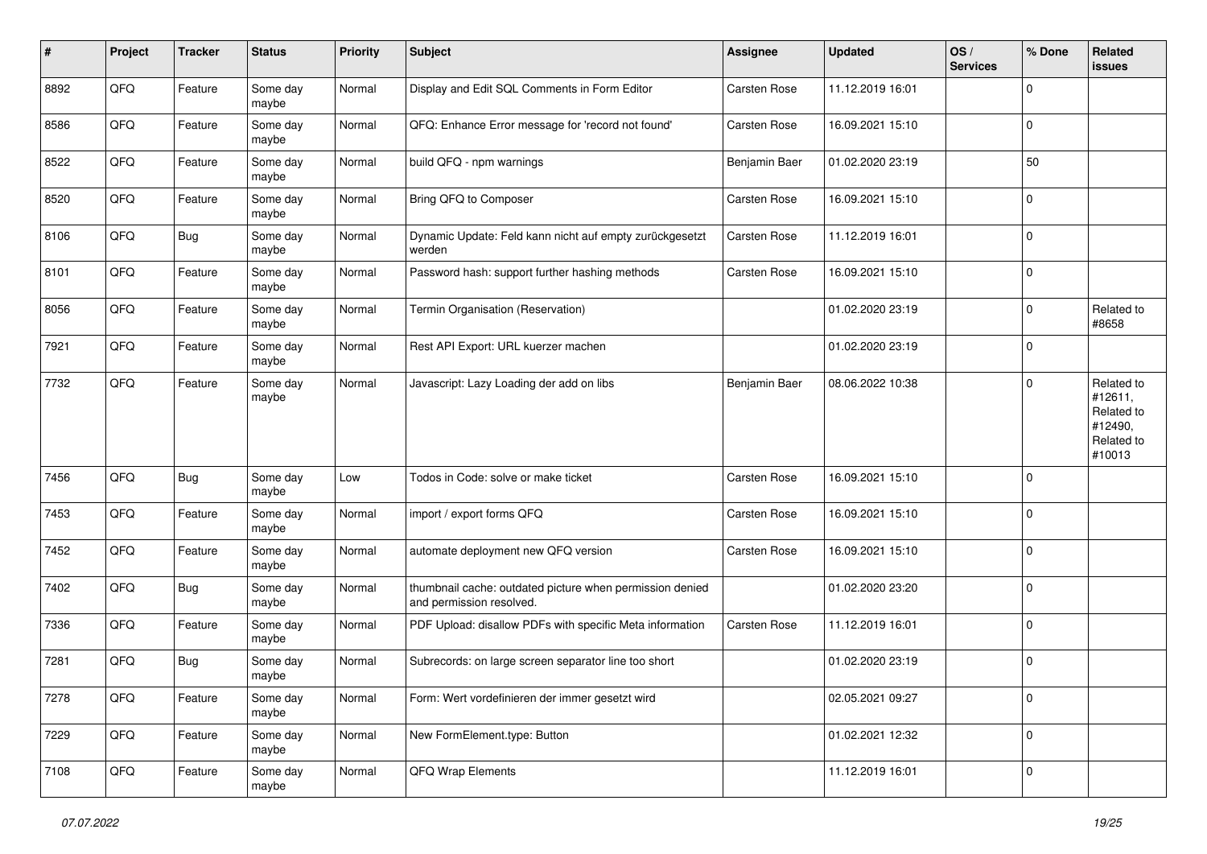| # | Project | Tracker | Status | Priority | Subject | Assignee | Updated | OS / Services | % Done | Related issues |
|---|---|---|---|---|---|---|---|---|---|---|
| 8892 | QFQ | Feature | Some day maybe | Normal | Display and Edit SQL Comments in Form Editor | Carsten Rose | 11.12.2019 16:01 | | 0 | |
| 8586 | QFQ | Feature | Some day maybe | Normal | QFQ: Enhance Error message for 'record not found' | Carsten Rose | 16.09.2021 15:10 | | 0 | |
| 8522 | QFQ | Feature | Some day maybe | Normal | build QFQ - npm warnings | Benjamin Baer | 01.02.2020 23:19 | | 50 | |
| 8520 | QFQ | Feature | Some day maybe | Normal | Bring QFQ to Composer | Carsten Rose | 16.09.2021 15:10 | | 0 | |
| 8106 | QFQ | Bug | Some day maybe | Normal | Dynamic Update: Feld kann nicht auf empty zurückgesetzt werden | Carsten Rose | 11.12.2019 16:01 | | 0 | |
| 8101 | QFQ | Feature | Some day maybe | Normal | Password hash: support further hashing methods | Carsten Rose | 16.09.2021 15:10 | | 0 | |
| 8056 | QFQ | Feature | Some day maybe | Normal | Termin Organisation (Reservation) | | 01.02.2020 23:19 | | 0 | Related to #8658 |
| 7921 | QFQ | Feature | Some day maybe | Normal | Rest API Export: URL kuerzer machen | | 01.02.2020 23:19 | | 0 | |
| 7732 | QFQ | Feature | Some day maybe | Normal | Javascript: Lazy Loading der add on libs | Benjamin Baer | 08.06.2022 10:38 | | 0 | Related to #12611, Related to #12490, Related to #10013 |
| 7456 | QFQ | Bug | Some day maybe | Low | Todos in Code: solve or make ticket | Carsten Rose | 16.09.2021 15:10 | | 0 | |
| 7453 | QFQ | Feature | Some day maybe | Normal | import / export forms QFQ | Carsten Rose | 16.09.2021 15:10 | | 0 | |
| 7452 | QFQ | Feature | Some day maybe | Normal | automate deployment new QFQ version | Carsten Rose | 16.09.2021 15:10 | | 0 | |
| 7402 | QFQ | Bug | Some day maybe | Normal | thumbnail cache: outdated picture when permission denied and permission resolved. | | 01.02.2020 23:20 | | 0 | |
| 7336 | QFQ | Feature | Some day maybe | Normal | PDF Upload: disallow PDFs with specific Meta information | Carsten Rose | 11.12.2019 16:01 | | 0 | |
| 7281 | QFQ | Bug | Some day maybe | Normal | Subrecords: on large screen separator line too short | | 01.02.2020 23:19 | | 0 | |
| 7278 | QFQ | Feature | Some day maybe | Normal | Form: Wert vordefinieren der immer gesetzt wird | | 02.05.2021 09:27 | | 0 | |
| 7229 | QFQ | Feature | Some day maybe | Normal | New FormElement.type: Button | | 01.02.2021 12:32 | | 0 | |
| 7108 | QFQ | Feature | Some day maybe | Normal | QFQ Wrap Elements | | 11.12.2019 16:01 | | 0 | |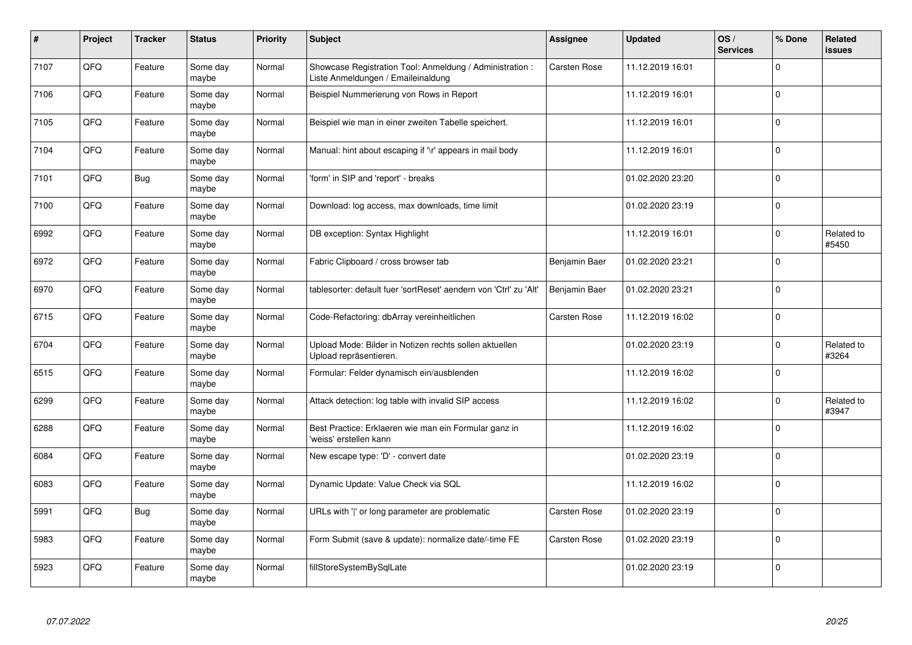| # | Project | Tracker | Status | Priority | Subject | Assignee | Updated | OS / Services | % Done | Related issues |
|---|---|---|---|---|---|---|---|---|---|---|
| 7107 | QFO | Feature | Some day maybe | Normal | Showcase Registration Tool: Anmeldung / Administration : Liste Anmeldungen / Emaileinaldung | Carsten Rose | 11.12.2019 16:01 | | 0 | |
| 7106 | QFO | Feature | Some day maybe | Normal | Beispiel Nummerierung von Rows in Report | | 11.12.2019 16:01 | | 0 | |
| 7105 | QFO | Feature | Some day maybe | Normal | Beispiel wie man in einer zweiten Tabelle speichert. | | 11.12.2019 16:01 | | 0 | |
| 7104 | QFO | Feature | Some day maybe | Normal | Manual: hint about escaping if '\r' appears in mail body | | 11.12.2019 16:01 | | 0 | |
| 7101 | QFO | Bug | Some day maybe | Normal | 'form' in SIP and 'report' - breaks | | 01.02.2020 23:20 | | 0 | |
| 7100 | QFO | Feature | Some day maybe | Normal | Download: log access, max downloads, time limit | | 01.02.2020 23:19 | | 0 | |
| 6992 | QFO | Feature | Some day maybe | Normal | DB exception: Syntax Highlight | | 11.12.2019 16:01 | | 0 | Related to #5450 |
| 6972 | QFO | Feature | Some day maybe | Normal | Fabric Clipboard / cross browser tab | Benjamin Baer | 01.02.2020 23:21 | | 0 | |
| 6970 | QFO | Feature | Some day maybe | Normal | tablesorter: default fuer 'sortReset' aendern von 'Ctrl' zu 'Alt' | Benjamin Baer | 01.02.2020 23:21 | | 0 | |
| 6715 | QFO | Feature | Some day maybe | Normal | Code-Refactoring: dbArray vereinheitlichen | Carsten Rose | 11.12.2019 16:02 | | 0 | |
| 6704 | QFO | Feature | Some day maybe | Normal | Upload Mode: Bilder in Notizen rechts sollen aktuellen Upload repräsentieren. | | 01.02.2020 23:19 | | 0 | Related to #3264 |
| 6515 | QFO | Feature | Some day maybe | Normal | Formular: Felder dynamisch ein/ausblenden | | 11.12.2019 16:02 | | 0 | |
| 6299 | QFO | Feature | Some day maybe | Normal | Attack detection: log table with invalid SIP access | | 11.12.2019 16:02 | | 0 | Related to #3947 |
| 6288 | QFO | Feature | Some day maybe | Normal | Best Practice: Erklaeren wie man ein Formular ganz in 'weiss' erstellen kann | | 11.12.2019 16:02 | | 0 | |
| 6084 | QFO | Feature | Some day maybe | Normal | New escape type: 'D' - convert date | | 01.02.2020 23:19 | | 0 | |
| 6083 | QFO | Feature | Some day maybe | Normal | Dynamic Update: Value Check via SQL | | 11.12.2019 16:02 | | 0 | |
| 5991 | QFO | Bug | Some day maybe | Normal | URLs with '\|' or long parameter are problematic | Carsten Rose | 01.02.2020 23:19 | | 0 | |
| 5983 | QFO | Feature | Some day maybe | Normal | Form Submit (save & update): normalize date/-time FE | Carsten Rose | 01.02.2020 23:19 | | 0 | |
| 5923 | QFO | Feature | Some day maybe | Normal | fillStoreSystemBySqlLate | | 01.02.2020 23:19 | | 0 | |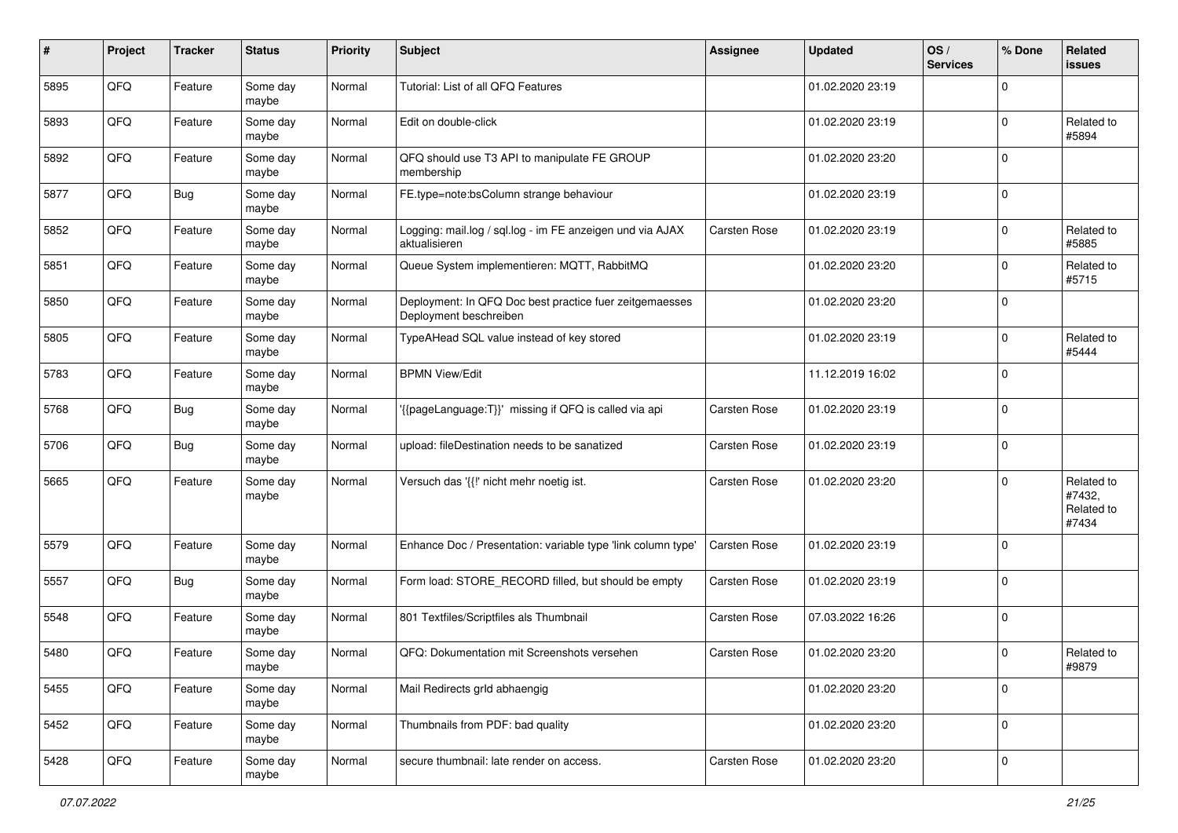| # | Project | Tracker | Status | Priority | Subject | Assignee | Updated | OS / Services | % Done | Related issues |
|---|---|---|---|---|---|---|---|---|---|---|
| 5895 | QFQ | Feature | Some day maybe | Normal | Tutorial: List of all QFQ Features | | 01.02.2020 23:19 | | 0 | |
| 5893 | QFQ | Feature | Some day maybe | Normal | Edit on double-click | | 01.02.2020 23:19 | | 0 | Related to #5894 |
| 5892 | QFQ | Feature | Some day maybe | Normal | QFQ should use T3 API to manipulate FE GROUP membership | | 01.02.2020 23:20 | | 0 | |
| 5877 | QFQ | Bug | Some day maybe | Normal | FE.type=note:bsColumn strange behaviour | | 01.02.2020 23:19 | | 0 | |
| 5852 | QFQ | Feature | Some day maybe | Normal | Logging: mail.log / sql.log - im FE anzeigen und via AJAX aktualisieren | Carsten Rose | 01.02.2020 23:19 | | 0 | Related to #5885 |
| 5851 | QFQ | Feature | Some day maybe | Normal | Queue System implementieren: MQTT, RabbitMQ | | 01.02.2020 23:20 | | 0 | Related to #5715 |
| 5850 | QFQ | Feature | Some day maybe | Normal | Deployment: In QFQ Doc best practice fuer zeitgemaesses Deployment beschreiben | | 01.02.2020 23:20 | | 0 | |
| 5805 | QFQ | Feature | Some day maybe | Normal | TypeAHead SQL value instead of key stored | | 01.02.2020 23:19 | | 0 | Related to #5444 |
| 5783 | QFQ | Feature | Some day maybe | Normal | BPMN View/Edit | | 11.12.2019 16:02 | | 0 | |
| 5768 | QFQ | Bug | Some day maybe | Normal | '{{pageLanguage:T}}' missing if QFQ is called via api | Carsten Rose | 01.02.2020 23:19 | | 0 | |
| 5706 | QFQ | Bug | Some day maybe | Normal | upload: fileDestination needs to be sanatized | Carsten Rose | 01.02.2020 23:19 | | 0 | |
| 5665 | QFQ | Feature | Some day maybe | Normal | Versuch das '{{!' nicht mehr noetig ist. | Carsten Rose | 01.02.2020 23:20 | | 0 | Related to #7432, Related to #7434 |
| 5579 | QFQ | Feature | Some day maybe | Normal | Enhance Doc / Presentation: variable type 'link column type' | Carsten Rose | 01.02.2020 23:19 | | 0 | |
| 5557 | QFQ | Bug | Some day maybe | Normal | Form load: STORE_RECORD filled, but should be empty | Carsten Rose | 01.02.2020 23:19 | | 0 | |
| 5548 | QFQ | Feature | Some day maybe | Normal | 801 Textfiles/Scriptfiles als Thumbnail | Carsten Rose | 07.03.2022 16:26 | | 0 | |
| 5480 | QFQ | Feature | Some day maybe | Normal | QFQ: Dokumentation mit Screenshots versehen | Carsten Rose | 01.02.2020 23:20 | | 0 | Related to #9879 |
| 5455 | QFQ | Feature | Some day maybe | Normal | Mail Redirects grId abhaengig | | 01.02.2020 23:20 | | 0 | |
| 5452 | QFQ | Feature | Some day maybe | Normal | Thumbnails from PDF: bad quality | | 01.02.2020 23:20 | | 0 | |
| 5428 | QFQ | Feature | Some day maybe | Normal | secure thumbnail: late render on access. | Carsten Rose | 01.02.2020 23:20 | | 0 | |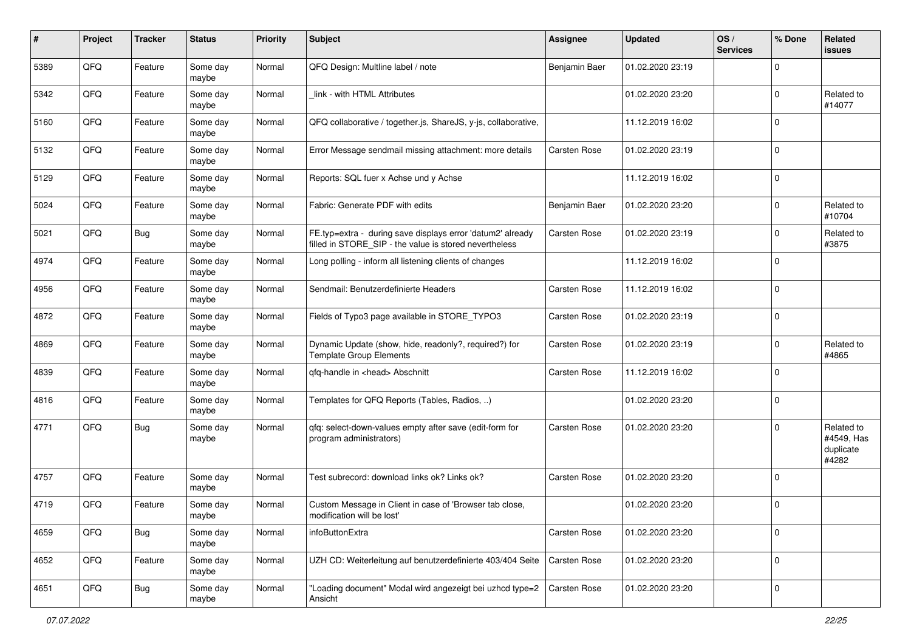| # | Project | Tracker | Status | Priority | Subject | Assignee | Updated | OS / Services | % Done | Related issues |
|---|---|---|---|---|---|---|---|---|---|---|
| 5389 | QFQ | Feature | Some day maybe | Normal | QFQ Design: Multline label / note | Benjamin Baer | 01.02.2020 23:19 | | 0 | |
| 5342 | QFQ | Feature | Some day maybe | Normal | _link - with HTML Attributes | | 01.02.2020 23:20 | | 0 | Related to #14077 |
| 5160 | QFQ | Feature | Some day maybe | Normal | QFQ collaborative / together.js, ShareJS, y-js, collaborative, | | 11.12.2019 16:02 | | 0 | |
| 5132 | QFQ | Feature | Some day maybe | Normal | Error Message sendmail missing attachment: more details | Carsten Rose | 01.02.2020 23:19 | | 0 | |
| 5129 | QFQ | Feature | Some day maybe | Normal | Reports: SQL fuer x Achse und y Achse | | 11.12.2019 16:02 | | 0 | |
| 5024 | QFQ | Feature | Some day maybe | Normal | Fabric: Generate PDF with edits | Benjamin Baer | 01.02.2020 23:20 | | 0 | Related to #10704 |
| 5021 | QFQ | Bug | Some day maybe | Normal | FE.typ=extra - during save displays error 'datum2' already filled in STORE_SIP - the value is stored nevertheless | Carsten Rose | 01.02.2020 23:19 | | 0 | Related to #3875 |
| 4974 | QFQ | Feature | Some day maybe | Normal | Long polling - inform all listening clients of changes | | 11.12.2019 16:02 | | 0 | |
| 4956 | QFQ | Feature | Some day maybe | Normal | Sendmail: Benutzerdefinierte Headers | Carsten Rose | 11.12.2019 16:02 | | 0 | |
| 4872 | QFQ | Feature | Some day maybe | Normal | Fields of Typo3 page available in STORE_TYPO3 | Carsten Rose | 01.02.2020 23:19 | | 0 | |
| 4869 | QFQ | Feature | Some day maybe | Normal | Dynamic Update (show, hide, readonly?, required?) for Template Group Elements | Carsten Rose | 01.02.2020 23:19 | | 0 | Related to #4865 |
| 4839 | QFQ | Feature | Some day maybe | Normal | qfq-handle in <head> Abschnitt | Carsten Rose | 11.12.2019 16:02 | | 0 | |
| 4816 | QFQ | Feature | Some day maybe | Normal | Templates for QFQ Reports (Tables, Radios, ..) | | 01.02.2020 23:20 | | 0 | |
| 4771 | QFQ | Bug | Some day maybe | Normal | qfq: select-down-values empty after save (edit-form for program administrators) | Carsten Rose | 01.02.2020 23:20 | | 0 | Related to #4549, Has duplicate #4282 |
| 4757 | QFQ | Feature | Some day maybe | Normal | Test subrecord: download links ok? Links ok? | Carsten Rose | 01.02.2020 23:20 | | 0 | |
| 4719 | QFQ | Feature | Some day maybe | Normal | Custom Message in Client in case of 'Browser tab close, modification will be lost' | | 01.02.2020 23:20 | | 0 | |
| 4659 | QFQ | Bug | Some day maybe | Normal | infoButtonExtra | Carsten Rose | 01.02.2020 23:20 | | 0 | |
| 4652 | QFQ | Feature | Some day maybe | Normal | UZH CD: Weiterleitung auf benutzerdefinierte 403/404 Seite | Carsten Rose | 01.02.2020 23:20 | | 0 | |
| 4651 | QFQ | Bug | Some day maybe | Normal | "Loading document" Modal wird angezeigt bei uzhcd type=2 Ansicht | Carsten Rose | 01.02.2020 23:20 | | 0 | |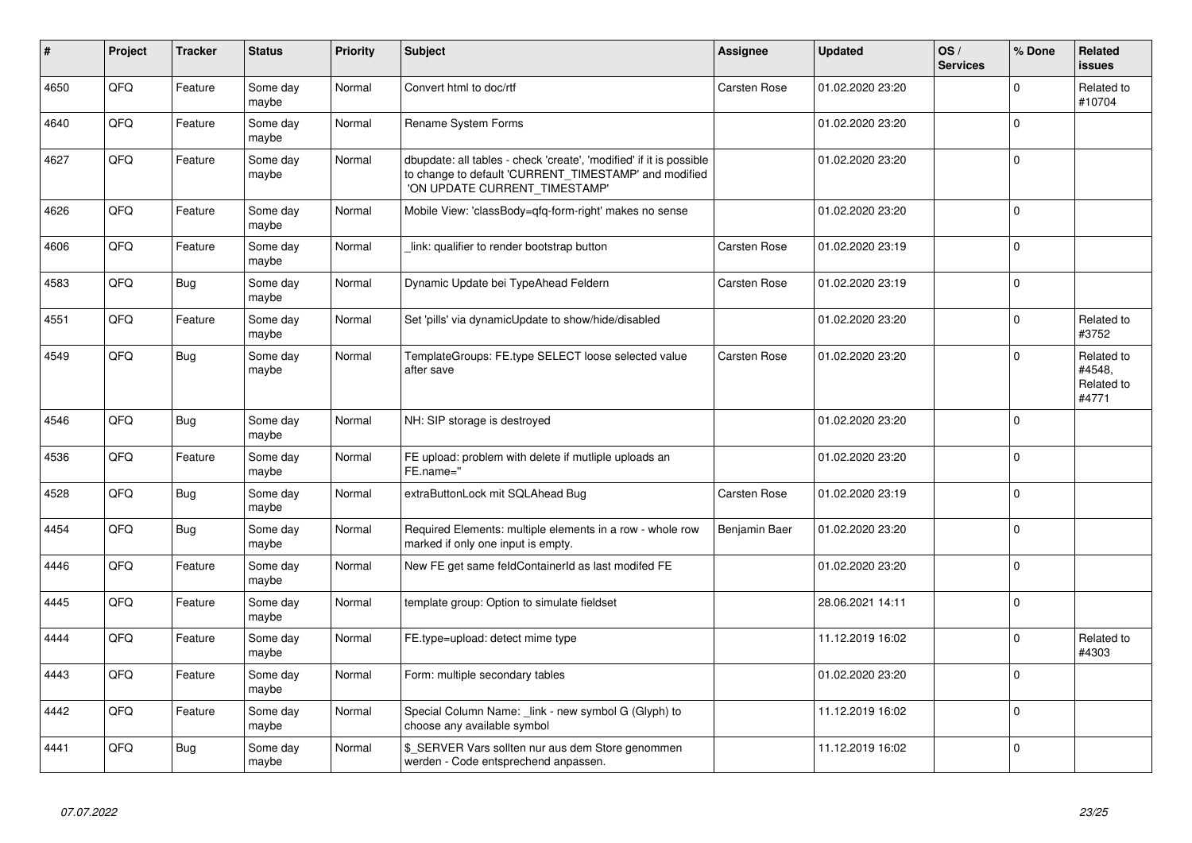| # | Project | Tracker | Status | Priority | Subject | Assignee | Updated | OS / Services | % Done | Related issues |
|---|---|---|---|---|---|---|---|---|---|---|
| 4650 | QFQ | Feature | Some day maybe | Normal | Convert html to doc/rtf | Carsten Rose | 01.02.2020 23:20 | | 0 | Related to #10704 |
| 4640 | QFQ | Feature | Some day maybe | Normal | Rename System Forms | | 01.02.2020 23:20 | | 0 | |
| 4627 | QFQ | Feature | Some day maybe | Normal | dbupdate: all tables - check 'create', 'modified' if it is possible to change to default 'CURRENT_TIMESTAMP' and modified 'ON UPDATE CURRENT_TIMESTAMP' | | 01.02.2020 23:20 | | 0 | |
| 4626 | QFQ | Feature | Some day maybe | Normal | Mobile View: 'classBody=qfq-form-right' makes no sense | | 01.02.2020 23:20 | | 0 | |
| 4606 | QFQ | Feature | Some day maybe | Normal | _link: qualifier to render bootstrap button | Carsten Rose | 01.02.2020 23:19 | | 0 | |
| 4583 | QFQ | Bug | Some day maybe | Normal | Dynamic Update bei TypeAhead Feldern | Carsten Rose | 01.02.2020 23:19 | | 0 | |
| 4551 | QFQ | Feature | Some day maybe | Normal | Set 'pills' via dynamicUpdate to show/hide/disabled | | 01.02.2020 23:20 | | 0 | Related to #3752 |
| 4549 | QFQ | Bug | Some day maybe | Normal | TemplateGroups: FE.type SELECT loose selected value after save | Carsten Rose | 01.02.2020 23:20 | | 0 | Related to #4548, Related to #4771 |
| 4546 | QFQ | Bug | Some day maybe | Normal | NH: SIP storage is destroyed | | 01.02.2020 23:20 | | 0 | |
| 4536 | QFQ | Feature | Some day maybe | Normal | FE upload: problem with delete if mutliple uploads an FE.name='' | | 01.02.2020 23:20 | | 0 | |
| 4528 | QFQ | Bug | Some day maybe | Normal | extraButtonLock mit SQLAhead Bug | Carsten Rose | 01.02.2020 23:19 | | 0 | |
| 4454 | QFQ | Bug | Some day maybe | Normal | Required Elements: multiple elements in a row - whole row marked if only one input is empty. | Benjamin Baer | 01.02.2020 23:20 | | 0 | |
| 4446 | QFQ | Feature | Some day maybe | Normal | New FE get same feldContainerId as last modifed FE | | 01.02.2020 23:20 | | 0 | |
| 4445 | QFQ | Feature | Some day maybe | Normal | template group: Option to simulate fieldset | | 28.06.2021 14:11 | | 0 | |
| 4444 | QFQ | Feature | Some day maybe | Normal | FE.type=upload: detect mime type | | 11.12.2019 16:02 | | 0 | Related to #4303 |
| 4443 | QFQ | Feature | Some day maybe | Normal | Form: multiple secondary tables | | 01.02.2020 23:20 | | 0 | |
| 4442 | QFQ | Feature | Some day maybe | Normal | Special Column Name: _link - new symbol G (Glyph) to choose any available symbol | | 11.12.2019 16:02 | | 0 | |
| 4441 | QFQ | Bug | Some day maybe | Normal | $_SERVER Vars sollten nur aus dem Store genommen werden - Code entsprechend anpassen. | | 11.12.2019 16:02 | | 0 | |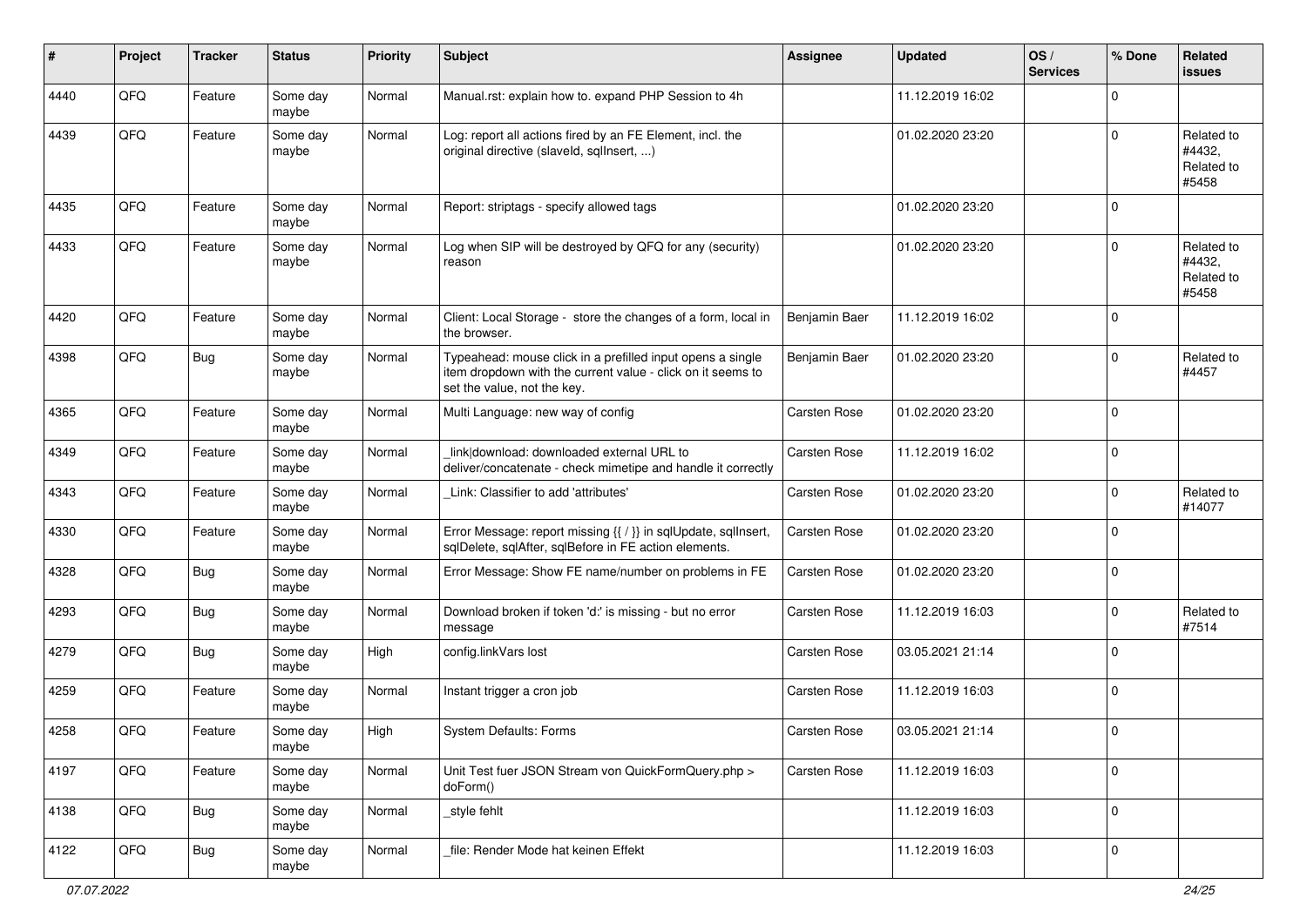| # | Project | Tracker | Status | Priority | Subject | Assignee | Updated | OS / Services | % Done | Related issues |
|---|---|---|---|---|---|---|---|---|---|---|
| 4440 | QFQ | Feature | Some day maybe | Normal | Manual.rst: explain how to. expand PHP Session to 4h | | 11.12.2019 16:02 | | 0 | |
| 4439 | QFQ | Feature | Some day maybe | Normal | Log: report all actions fired by an FE Element, incl. the original directive (slaveId, sqlInsert, ...) | | 01.02.2020 23:20 | | 0 | Related to #4432, Related to #5458 |
| 4435 | QFQ | Feature | Some day maybe | Normal | Report: striptags - specify allowed tags | | 01.02.2020 23:20 | | 0 | |
| 4433 | QFQ | Feature | Some day maybe | Normal | Log when SIP will be destroyed by QFQ for any (security) reason | | 01.02.2020 23:20 | | 0 | Related to #4432, Related to #5458 |
| 4420 | QFQ | Feature | Some day maybe | Normal | Client: Local Storage - store the changes of a form, local in the browser. | Benjamin Baer | 11.12.2019 16:02 | | 0 | |
| 4398 | QFQ | Bug | Some day maybe | Normal | Typeahead: mouse click in a prefilled input opens a single item dropdown with the current value - click on it seems to set the value, not the key. | Benjamin Baer | 01.02.2020 23:20 | | 0 | Related to #4457 |
| 4365 | QFQ | Feature | Some day maybe | Normal | Multi Language: new way of config | Carsten Rose | 01.02.2020 23:20 | | 0 | |
| 4349 | QFQ | Feature | Some day maybe | Normal | _link\|download: downloaded external URL to deliver/concatenate - check mimetipe and handle it correctly | Carsten Rose | 11.12.2019 16:02 | | 0 | |
| 4343 | QFQ | Feature | Some day maybe | Normal | _Link: Classifier to add 'attributes' | Carsten Rose | 01.02.2020 23:20 | | 0 | Related to #14077 |
| 4330 | QFQ | Feature | Some day maybe | Normal | Error Message: report missing {{ / }} in sqlUpdate, sqlInsert, sqlDelete, sqlAfter, sqlBefore in FE action elements. | Carsten Rose | 01.02.2020 23:20 | | 0 | |
| 4328 | QFQ | Bug | Some day maybe | Normal | Error Message: Show FE name/number on problems in FE | Carsten Rose | 01.02.2020 23:20 | | 0 | |
| 4293 | QFQ | Bug | Some day maybe | Normal | Download broken if token 'd:' is missing - but no error message | Carsten Rose | 11.12.2019 16:03 | | 0 | Related to #7514 |
| 4279 | QFQ | Bug | Some day maybe | High | config.linkVars lost | Carsten Rose | 03.05.2021 21:14 | | 0 | |
| 4259 | QFQ | Feature | Some day maybe | Normal | Instant trigger a cron job | Carsten Rose | 11.12.2019 16:03 | | 0 | |
| 4258 | QFQ | Feature | Some day maybe | High | System Defaults: Forms | Carsten Rose | 03.05.2021 21:14 | | 0 | |
| 4197 | QFQ | Feature | Some day maybe | Normal | Unit Test fuer JSON Stream von QuickFormQuery.php > doForm() | Carsten Rose | 11.12.2019 16:03 | | 0 | |
| 4138 | QFQ | Bug | Some day maybe | Normal | _style fehlt | | 11.12.2019 16:03 | | 0 | |
| 4122 | QFQ | Bug | Some day maybe | Normal | _file: Render Mode hat keinen Effekt | | 11.12.2019 16:03 | | 0 | |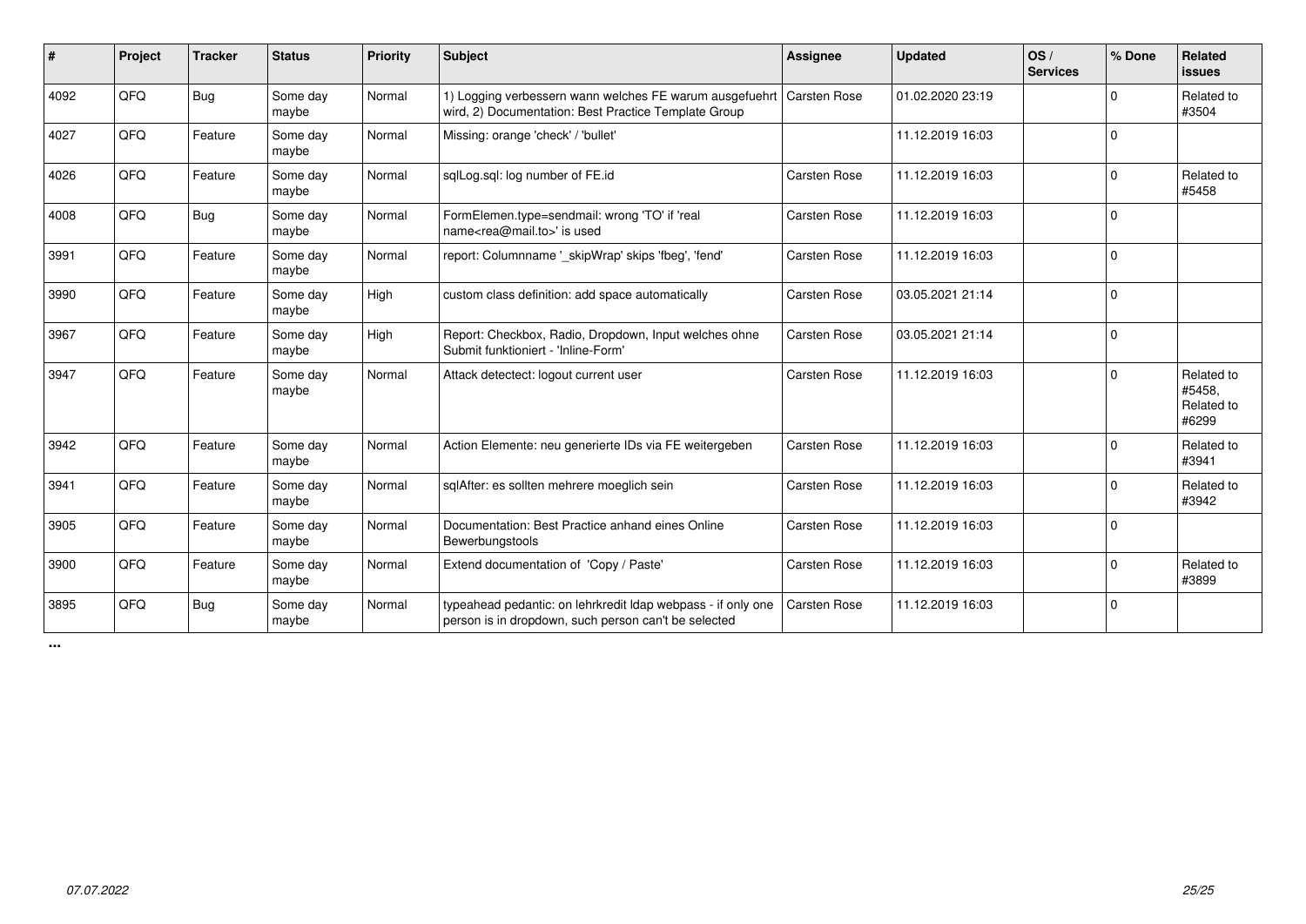| # | Project | Tracker | Status | Priority | Subject | Assignee | Updated | OS / Services | % Done | Related issues |
|---|---|---|---|---|---|---|---|---|---|---|
| 4092 | QFQ | Bug | Some day maybe | Normal | 1) Logging verbessern wann welches FE warum ausgefuehrt wird, 2) Documentation: Best Practice Template Group | Carsten Rose | 01.02.2020 23:19 | | 0 | Related to #3504 |
| 4027 | QFQ | Feature | Some day maybe | Normal | Missing: orange 'check' / 'bullet' | | 11.12.2019 16:03 | | 0 | |
| 4026 | QFQ | Feature | Some day maybe | Normal | sqlLog.sql: log number of FE.id | Carsten Rose | 11.12.2019 16:03 | | 0 | Related to #5458 |
| 4008 | QFQ | Bug | Some day maybe | Normal | FormElemen.type=sendmail: wrong 'TO' if 'real name<rea@mail.to>' is used | Carsten Rose | 11.12.2019 16:03 | | 0 | |
| 3991 | QFQ | Feature | Some day maybe | Normal | report: Columnname '_skipWrap' skips 'fbeg', 'fend' | Carsten Rose | 11.12.2019 16:03 | | 0 | |
| 3990 | QFQ | Feature | Some day maybe | High | custom class definition: add space automatically | Carsten Rose | 03.05.2021 21:14 | | 0 | |
| 3967 | QFQ | Feature | Some day maybe | High | Report: Checkbox, Radio, Dropdown, Input welches ohne Submit funktioniert - 'Inline-Form' | Carsten Rose | 03.05.2021 21:14 | | 0 | |
| 3947 | QFQ | Feature | Some day maybe | Normal | Attack detectect: logout current user | Carsten Rose | 11.12.2019 16:03 | | 0 | Related to #5458, Related to #6299 |
| 3942 | QFQ | Feature | Some day maybe | Normal | Action Elemente: neu generierte IDs via FE weitergeben | Carsten Rose | 11.12.2019 16:03 | | 0 | Related to #3941 |
| 3941 | QFQ | Feature | Some day maybe | Normal | sqlAfter: es sollten mehrere moeglich sein | Carsten Rose | 11.12.2019 16:03 | | 0 | Related to #3942 |
| 3905 | QFQ | Feature | Some day maybe | Normal | Documentation: Best Practice anhand eines Online Bewerbungstools | Carsten Rose | 11.12.2019 16:03 | | 0 | |
| 3900 | QFQ | Feature | Some day maybe | Normal | Extend documentation of 'Copy / Paste' | Carsten Rose | 11.12.2019 16:03 | | 0 | Related to #3899 |
| 3895 | QFQ | Bug | Some day maybe | Normal | typeahead pedantic: on lehrkredit ldap webpass - if only one person is in dropdown, such person can't be selected | Carsten Rose | 11.12.2019 16:03 | | 0 | |

...